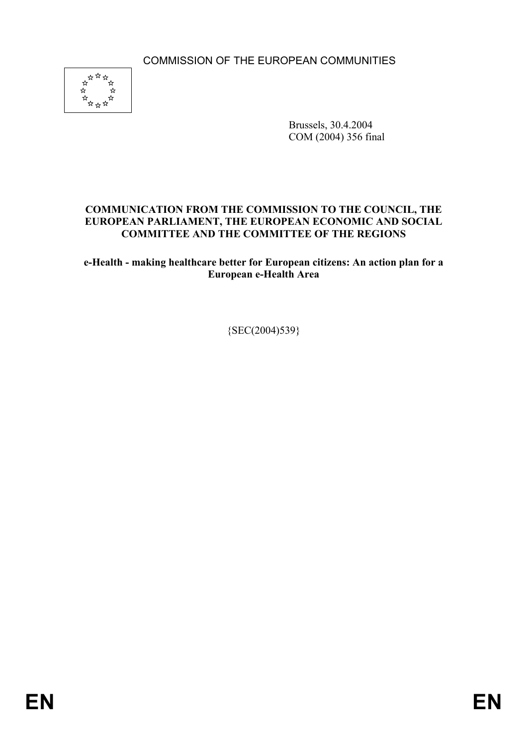COMMISSION OF THE EUROPEAN COMMUNITIES

Brussels, 30.4.2004
COM (2004) 356 final

**COMMUNICATION FROM THE COMMISSION TO THE COUNCIL, THE EUROPEAN PARLIAMENT, THE EUROPEAN ECONOMIC AND SOCIAL COMMITTEE AND THE COMMITTEE OF THE REGIONS**

**e-Health - making healthcare better for European citizens: An action plan for a European e-Health Area**

{SEC(2004)539}

EN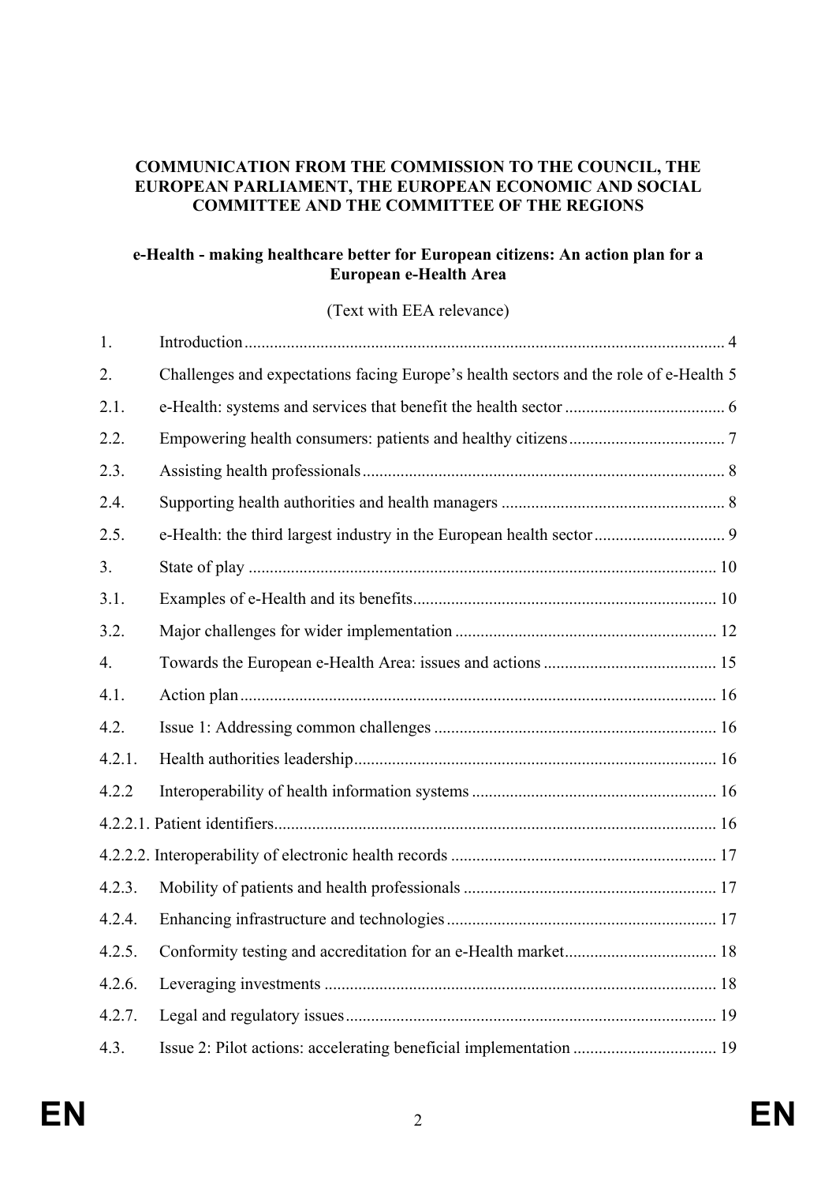**COMMUNICATION FROM THE COMMISSION TO THE COUNCIL, THE EUROPEAN PARLIAMENT, THE EUROPEAN ECONOMIC AND SOCIAL COMMITTEE AND THE COMMITTEE OF THE REGIONS**

**e-Health - making healthcare better for European citizens: An action plan for a European e-Health Area**

(Text with EEA relevance)

1. Introduction ..... 4
2. Challenges and expectations facing Europe's health sectors and the role of e-Health 5
2.1. e-Health: systems and services that benefit the health sector ..... 6
2.2. Empowering health consumers: patients and healthy citizens ..... 7
2.3. Assisting health professionals ..... 8
2.4. Supporting health authorities and health managers ..... 8
2.5. e-Health: the third largest industry in the European health sector ..... 9
3. State of play ..... 10
3.1. Examples of e-Health and its benefits ..... 10
3.2. Major challenges for wider implementation ..... 12
4. Towards the European e-Health Area: issues and actions ..... 15
4.1. Action plan ..... 16
4.2. Issue 1: Addressing common challenges ..... 16
4.2.1. Health authorities leadership ..... 16
4.2.2 Interoperability of health information systems ..... 16
4.2.2.1. Patient identifiers ..... 16
4.2.2.2. Interoperability of electronic health records ..... 17
4.2.3. Mobility of patients and health professionals ..... 17
4.2.4. Enhancing infrastructure and technologies ..... 17
4.2.5. Conformity testing and accreditation for an e-Health market ..... 18
4.2.6. Leveraging investments ..... 18
4.2.7. Legal and regulatory issues ..... 19
4.3. Issue 2: Pilot actions: accelerating beneficial implementation ..... 19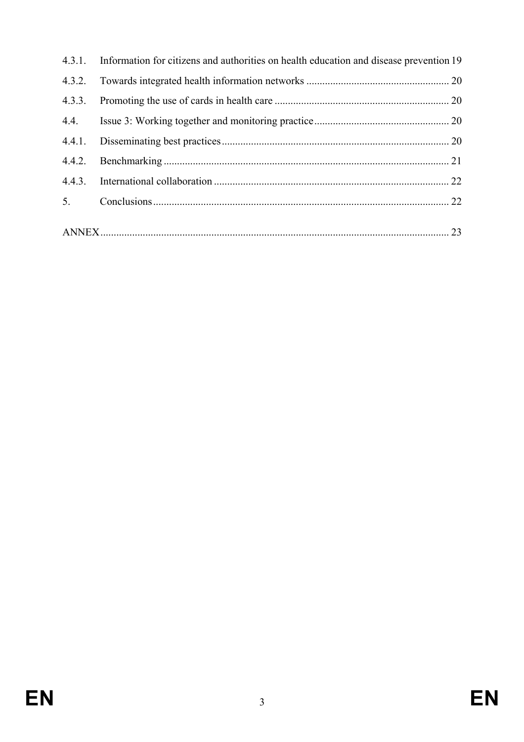4.3.1. Information for citizens and authorities on health education and disease prevention 19

4.3.2. Towards integrated health information networks ...................................................... 20

4.3.3. Promoting the use of cards in health care ................................................................. 20

4.4. Issue 3: Working together and monitoring practice .................................................. 20

4.4.1. Disseminating best practices ..................................................................................... 20

4.4.2. Benchmarking ........................................................................................................... 21

4.4.3. International collaboration ........................................................................................ 22

5. Conclusions ............................................................................................................... 22

ANNEX ................................................................................................................................... 23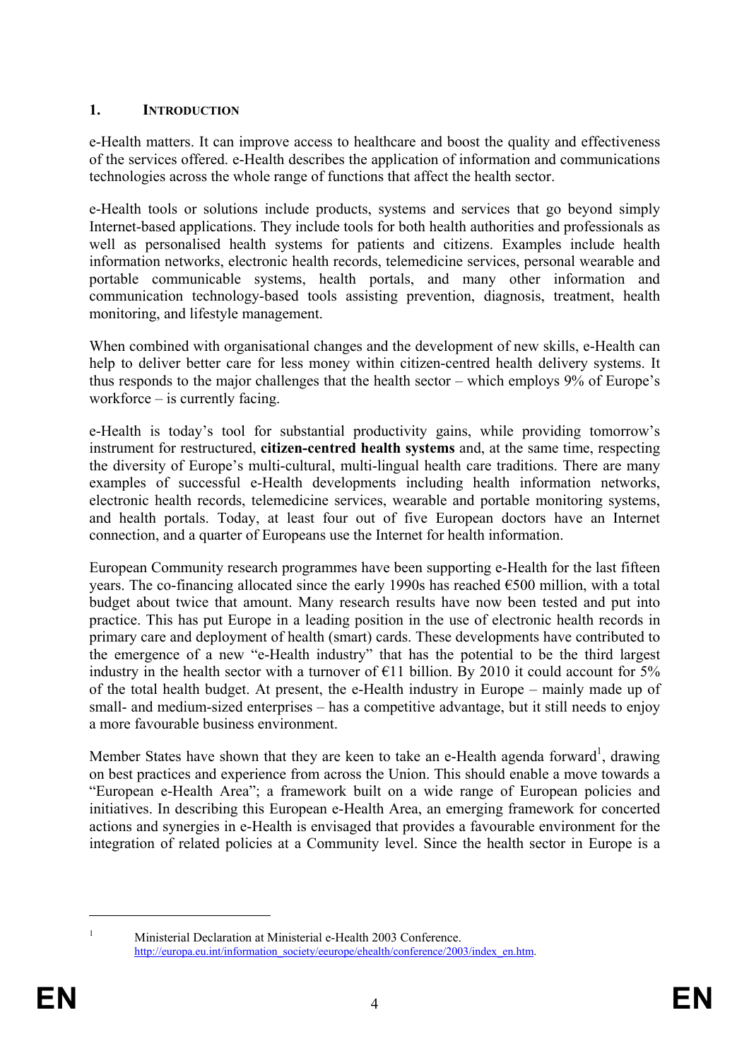## 1. INTRODUCTION

e-Health matters. It can improve access to healthcare and boost the quality and effectiveness of the services offered. e-Health describes the application of information and communications technologies across the whole range of functions that affect the health sector.

e-Health tools or solutions include products, systems and services that go beyond simply Internet-based applications. They include tools for both health authorities and professionals as well as personalised health systems for patients and citizens. Examples include health information networks, electronic health records, telemedicine services, personal wearable and portable communicable systems, health portals, and many other information and communication technology-based tools assisting prevention, diagnosis, treatment, health monitoring, and lifestyle management.

When combined with organisational changes and the development of new skills, e-Health can help to deliver better care for less money within citizen-centred health delivery systems. It thus responds to the major challenges that the health sector – which employs 9% of Europe's workforce – is currently facing.

e-Health is today's tool for substantial productivity gains, while providing tomorrow's instrument for restructured, **citizen-centred health systems** and, at the same time, respecting the diversity of Europe's multi-cultural, multi-lingual health care traditions. There are many examples of successful e-Health developments including health information networks, electronic health records, telemedicine services, wearable and portable monitoring systems, and health portals. Today, at least four out of five European doctors have an Internet connection, and a quarter of Europeans use the Internet for health information.

European Community research programmes have been supporting e-Health for the last fifteen years. The co-financing allocated since the early 1990s has reached €500 million, with a total budget about twice that amount. Many research results have now been tested and put into practice. This has put Europe in a leading position in the use of electronic health records in primary care and deployment of health (smart) cards. These developments have contributed to the emergence of a new "e-Health industry" that has the potential to be the third largest industry in the health sector with a turnover of €11 billion. By 2010 it could account for 5% of the total health budget. At present, the e-Health industry in Europe – mainly made up of small- and medium-sized enterprises – has a competitive advantage, but it still needs to enjoy a more favourable business environment.

Member States have shown that they are keen to take an e-Health agenda forward[1], drawing on best practices and experience from across the Union. This should enable a move towards a "European e-Health Area"; a framework built on a wide range of European policies and initiatives. In describing this European e-Health Area, an emerging framework for concerted actions and synergies in e-Health is envisaged that provides a favourable environment for the integration of related policies at a Community level. Since the health sector in Europe is a

---

[1] Ministerial Declaration at Ministerial e-Health 2003 Conference. http://europa.eu.int/information_society/eeurope/ehealth/conference/2003/index_en.htm.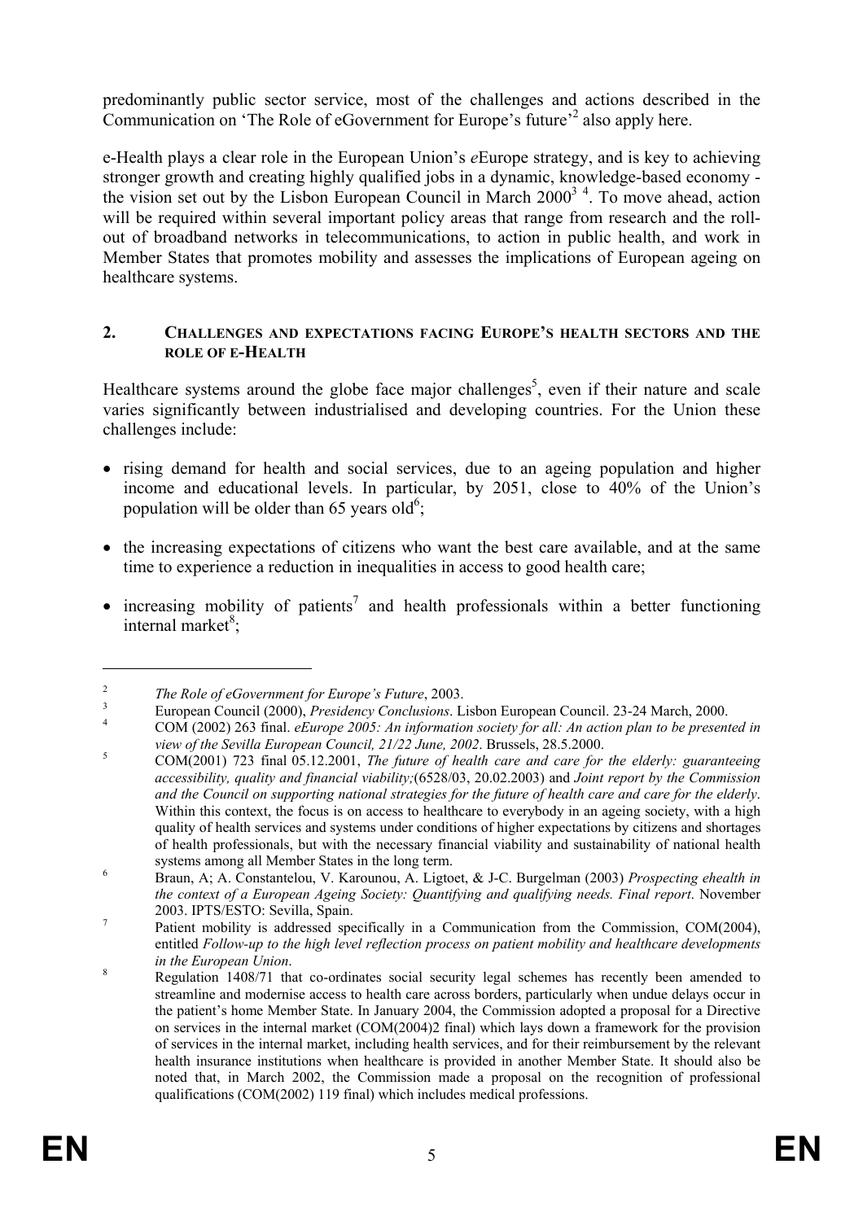predominantly public sector service, most of the challenges and actions described in the Communication on 'The Role of eGovernment for Europe's future'[2] also apply here.

e-Health plays a clear role in the European Union's *e*Europe strategy, and is key to achieving stronger growth and creating highly qualified jobs in a dynamic, knowledge-based economy - the vision set out by the Lisbon European Council in March 2000[3] [4]. To move ahead, action will be required within several important policy areas that range from research and the roll-out of broadband networks in telecommunications, to action in public health, and work in Member States that promotes mobility and assesses the implications of European ageing on healthcare systems.

## 2. CHALLENGES AND EXPECTATIONS FACING EUROPE'S HEALTH SECTORS AND THE ROLE OF E-HEALTH

Healthcare systems around the globe face major challenges[5], even if their nature and scale varies significantly between industrialised and developing countries. For the Union these challenges include:

- rising demand for health and social services, due to an ageing population and higher income and educational levels. In particular, by 2051, close to 40% of the Union's population will be older than 65 years old[6];
- the increasing expectations of citizens who want the best care available, and at the same time to experience a reduction in inequalities in access to good health care;
- increasing mobility of patients[7] and health professionals within a better functioning internal market[8];

---

[2] *The Role of eGovernment for Europe's Future*, 2003.

[3] European Council (2000), *Presidency Conclusions*. Lisbon European Council. 23-24 March, 2000.

[4] COM (2002) 263 final. *eEurope 2005: An information society for all: An action plan to be presented in view of the Sevilla European Council, 21/22 June, 2002*. Brussels, 28.5.2000.

[5] COM(2001) 723 final 05.12.2001, *The future of health care and care for the elderly: guaranteeing accessibility, quality and financial viability;*(6528/03, 20.02.2003) and *Joint report by the Commission and the Council on supporting national strategies for the future of health care and care for the elderly*. Within this context, the focus is on access to healthcare to everybody in an ageing society, with a high quality of health services and systems under conditions of higher expectations by citizens and shortages of health professionals, but with the necessary financial viability and sustainability of national health systems among all Member States in the long term.

[6] Braun, A; A. Constantelou, V. Karounou, A. Ligtoet, & J-C. Burgelman (2003) *Prospecting ehealth in the context of a European Ageing Society: Quantifying and qualifying needs. Final report*. November 2003. IPTS/ESTO: Sevilla, Spain.

[7] Patient mobility is addressed specifically in a Communication from the Commission, COM(2004), entitled *Follow-up to the high level reflection process on patient mobility and healthcare developments in the European Union*.

[8] Regulation 1408/71 that co-ordinates social security legal schemes has recently been amended to streamline and modernise access to health care across borders, particularly when undue delays occur in the patient's home Member State. In January 2004, the Commission adopted a proposal for a Directive on services in the internal market (COM(2004)2 final) which lays down a framework for the provision of services in the internal market, including health services, and for their reimbursement by the relevant health insurance institutions when healthcare is provided in another Member State. It should also be noted that, in March 2002, the Commission made a proposal on the recognition of professional qualifications (COM(2002) 119 final) which includes medical professions.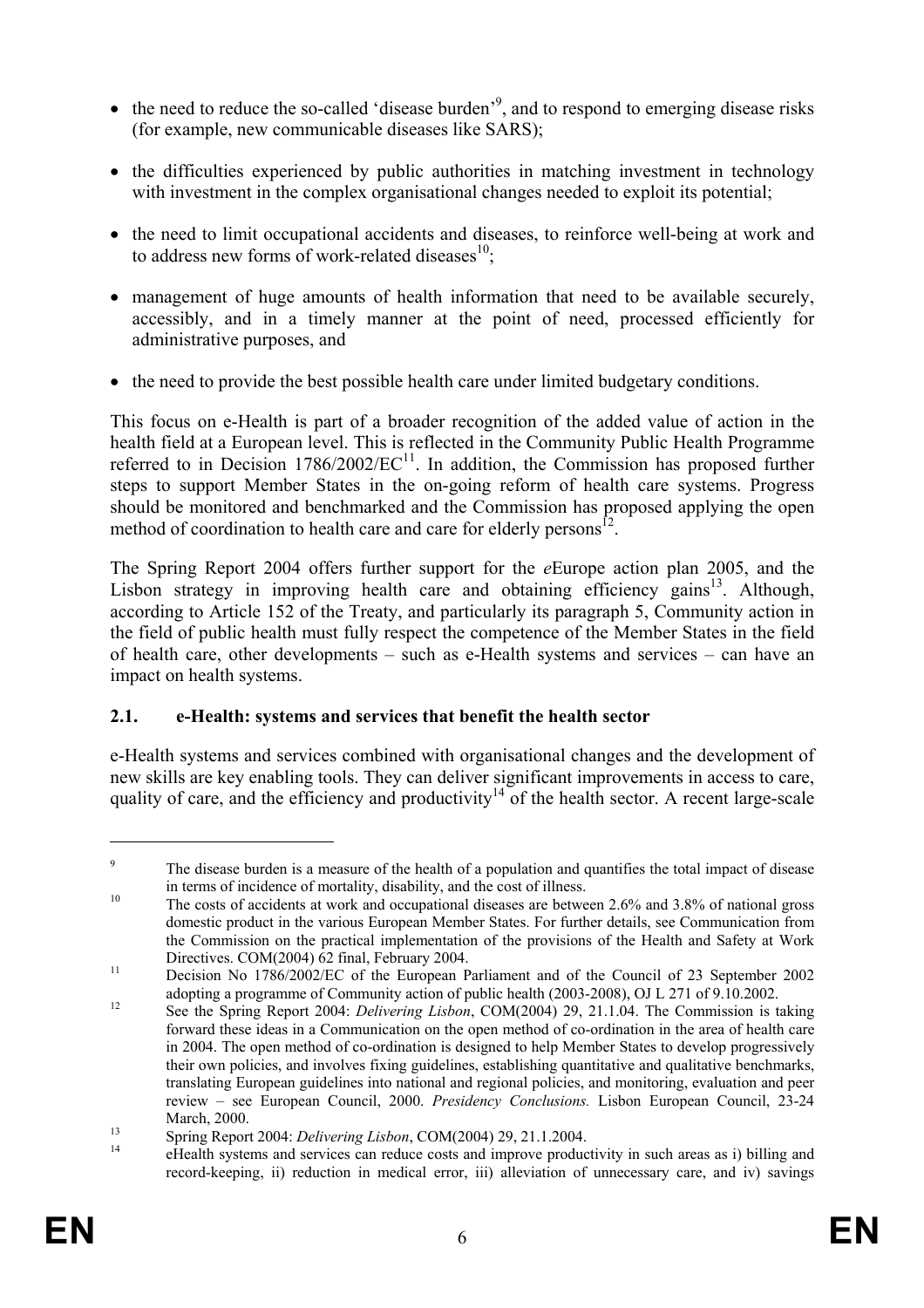- the need to reduce the so-called 'disease burden'[9], and to respond to emerging disease risks (for example, new communicable diseases like SARS);
- the difficulties experienced by public authorities in matching investment in technology with investment in the complex organisational changes needed to exploit its potential;
- the need to limit occupational accidents and diseases, to reinforce well-being at work and to address new forms of work-related diseases[10];
- management of huge amounts of health information that need to be available securely, accessibly, and in a timely manner at the point of need, processed efficiently for administrative purposes, and
- the need to provide the best possible health care under limited budgetary conditions.

This focus on e-Health is part of a broader recognition of the added value of action in the health field at a European level. This is reflected in the Community Public Health Programme referred to in Decision 1786/2002/EC[11]. In addition, the Commission has proposed further steps to support Member States in the on-going reform of health care systems. Progress should be monitored and benchmarked and the Commission has proposed applying the open method of coordination to health care and care for elderly persons[12].

The Spring Report 2004 offers further support for the *e*Europe action plan 2005, and the Lisbon strategy in improving health care and obtaining efficiency gains[13]. Although, according to Article 152 of the Treaty, and particularly its paragraph 5, Community action in the field of public health must fully respect the competence of the Member States in the field of health care, other developments – such as e-Health systems and services – can have an impact on health systems.

### 2.1. e-Health: systems and services that benefit the health sector

e-Health systems and services combined with organisational changes and the development of new skills are key enabling tools. They can deliver significant improvements in access to care, quality of care, and the efficiency and productivity[14] of the health sector. A recent large-scale

---

[9] The disease burden is a measure of the health of a population and quantifies the total impact of disease in terms of incidence of mortality, disability, and the cost of illness.

[10] The costs of accidents at work and occupational diseases are between 2.6% and 3.8% of national gross domestic product in the various European Member States. For further details, see Communication from the Commission on the practical implementation of the provisions of the Health and Safety at Work Directives. COM(2004) 62 final, February 2004.

[11] Decision No 1786/2002/EC of the European Parliament and of the Council of 23 September 2002 adopting a programme of Community action of public health (2003-2008), OJ L 271 of 9.10.2002.

[12] See the Spring Report 2004: *Delivering Lisbon*, COM(2004) 29, 21.1.04. The Commission is taking forward these ideas in a Communication on the open method of co-ordination in the area of health care in 2004. The open method of co-ordination is designed to help Member States to develop progressively their own policies, and involves fixing guidelines, establishing quantitative and qualitative benchmarks, translating European guidelines into national and regional policies, and monitoring, evaluation and peer review – see European Council, 2000. *Presidency Conclusions.* Lisbon European Council, 23-24 March, 2000.

[13] Spring Report 2004: *Delivering Lisbon*, COM(2004) 29, 21.1.2004.

[14] eHealth systems and services can reduce costs and improve productivity in such areas as i) billing and record-keeping, ii) reduction in medical error, iii) alleviation of unnecessary care, and iv) savings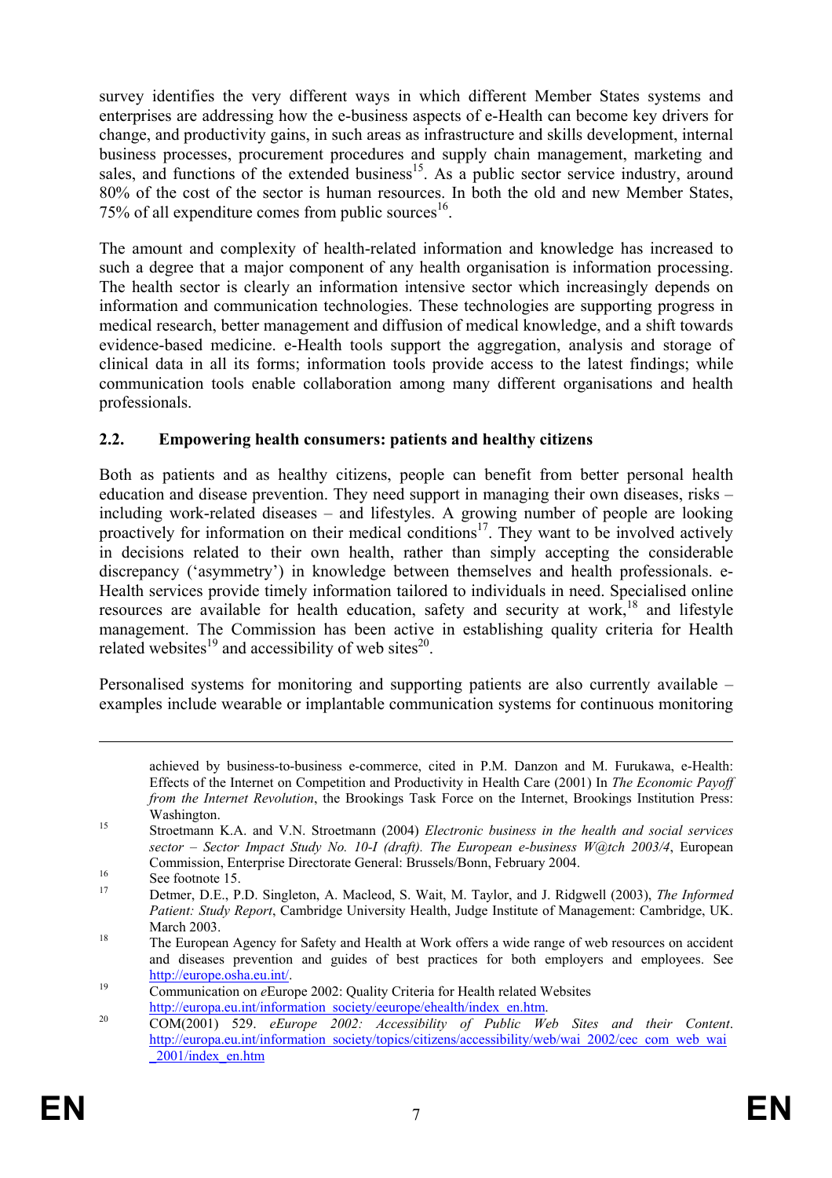survey identifies the very different ways in which different Member States systems and enterprises are addressing how the e-business aspects of e-Health can become key drivers for change, and productivity gains, in such areas as infrastructure and skills development, internal business processes, procurement procedures and supply chain management, marketing and sales, and functions of the extended business[15]. As a public sector service industry, around 80% of the cost of the sector is human resources. In both the old and new Member States, 75% of all expenditure comes from public sources[16].

The amount and complexity of health-related information and knowledge has increased to such a degree that a major component of any health organisation is information processing. The health sector is clearly an information intensive sector which increasingly depends on information and communication technologies. These technologies are supporting progress in medical research, better management and diffusion of medical knowledge, and a shift towards evidence-based medicine. e-Health tools support the aggregation, analysis and storage of clinical data in all its forms; information tools provide access to the latest findings; while communication tools enable collaboration among many different organisations and health professionals.

## 2.2. Empowering health consumers: patients and healthy citizens

Both as patients and as healthy citizens, people can benefit from better personal health education and disease prevention. They need support in managing their own diseases, risks – including work-related diseases – and lifestyles. A growing number of people are looking proactively for information on their medical conditions[17]. They want to be involved actively in decisions related to their own health, rather than simply accepting the considerable discrepancy ('asymmetry') in knowledge between themselves and health professionals. e-Health services provide timely information tailored to individuals in need. Specialised online resources are available for health education, safety and security at work,[18] and lifestyle management. The Commission has been active in establishing quality criteria for Health related websites[19] and accessibility of web sites[20].

Personalised systems for monitoring and supporting patients are also currently available – examples include wearable or implantable communication systems for continuous monitoring

---

achieved by business-to-business e-commerce, cited in P.M. Danzon and M. Furukawa, e-Health: Effects of the Internet on Competition and Productivity in Health Care (2001) In *The Economic Payoff from the Internet Revolution*, the Brookings Task Force on the Internet, Brookings Institution Press: Washington.

[15] Stroetmann K.A. and V.N. Stroetmann (2004) *Electronic business in the health and social services sector – Sector Impact Study No. 10-I (draft). The European e-business W@tch 2003/4*, European Commission, Enterprise Directorate General: Brussels/Bonn, February 2004.

[16] See footnote 15.

[17] Detmer, D.E., P.D. Singleton, A. Macleod, S. Wait, M. Taylor, and J. Ridgwell (2003), *The Informed Patient: Study Report*, Cambridge University Health, Judge Institute of Management: Cambridge, UK. March 2003.

[18] The European Agency for Safety and Health at Work offers a wide range of web resources on accident and diseases prevention and guides of best practices for both employers and employees. See http://europe.osha.eu.int/.

[19] Communication on *e*Europe 2002: Quality Criteria for Health related Websites http://europa.eu.int/information_society/eeurope/ehealth/index_en.htm.

[20] COM(2001) 529. *eEurope 2002: Accessibility of Public Web Sites and their Content*. http://europa.eu.int/information_society/topics/citizens/accessibility/web/wai_2002/cec_com_web_wai_2001/index_en.htm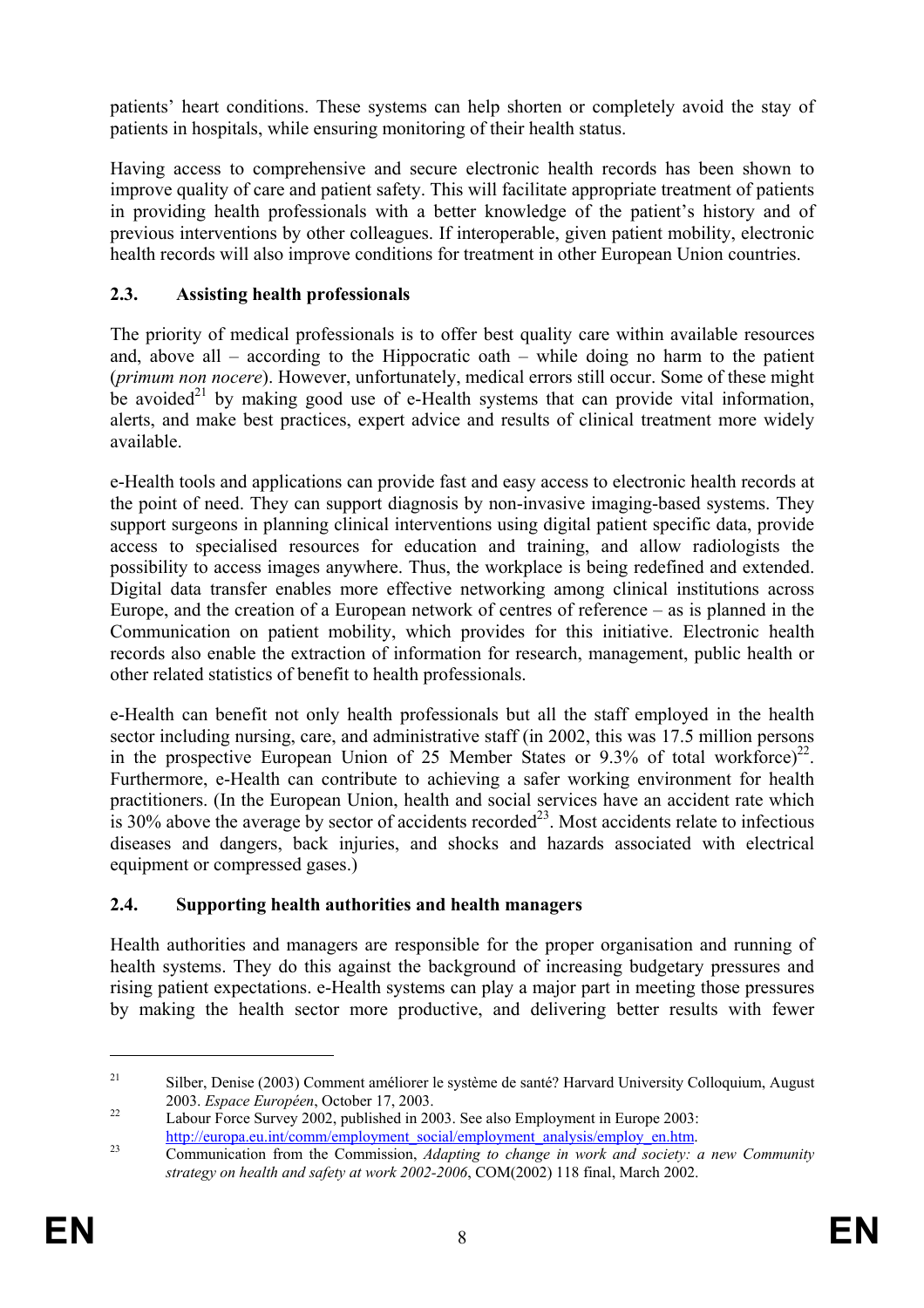patients' heart conditions. These systems can help shorten or completely avoid the stay of patients in hospitals, while ensuring monitoring of their health status.

Having access to comprehensive and secure electronic health records has been shown to improve quality of care and patient safety. This will facilitate appropriate treatment of patients in providing health professionals with a better knowledge of the patient's history and of previous interventions by other colleagues. If interoperable, given patient mobility, electronic health records will also improve conditions for treatment in other European Union countries.

### 2.3. Assisting health professionals

The priority of medical professionals is to offer best quality care within available resources and, above all – according to the Hippocratic oath – while doing no harm to the patient (*primum non nocere*). However, unfortunately, medical errors still occur. Some of these might be avoided[21] by making good use of e-Health systems that can provide vital information, alerts, and make best practices, expert advice and results of clinical treatment more widely available.

e-Health tools and applications can provide fast and easy access to electronic health records at the point of need. They can support diagnosis by non-invasive imaging-based systems. They support surgeons in planning clinical interventions using digital patient specific data, provide access to specialised resources for education and training, and allow radiologists the possibility to access images anywhere. Thus, the workplace is being redefined and extended. Digital data transfer enables more effective networking among clinical institutions across Europe, and the creation of a European network of centres of reference – as is planned in the Communication on patient mobility, which provides for this initiative. Electronic health records also enable the extraction of information for research, management, public health or other related statistics of benefit to health professionals.

e-Health can benefit not only health professionals but all the staff employed in the health sector including nursing, care, and administrative staff (in 2002, this was 17.5 million persons in the prospective European Union of 25 Member States or 9.3% of total workforce)[22]. Furthermore, e-Health can contribute to achieving a safer working environment for health practitioners. (In the European Union, health and social services have an accident rate which is 30% above the average by sector of accidents recorded[23]. Most accidents relate to infectious diseases and dangers, back injuries, and shocks and hazards associated with electrical equipment or compressed gases.)

### 2.4. Supporting health authorities and health managers

Health authorities and managers are responsible for the proper organisation and running of health systems. They do this against the background of increasing budgetary pressures and rising patient expectations. e-Health systems can play a major part in meeting those pressures by making the health sector more productive, and delivering better results with fewer

---

[21] Silber, Denise (2003) Comment améliorer le système de santé? Harvard University Colloquium, August 2003. *Espace Européen*, October 17, 2003.

[22] Labour Force Survey 2002, published in 2003. See also Employment in Europe 2003: http://europa.eu.int/comm/employment_social/employment_analysis/employ_en.htm.

[23] Communication from the Commission, *Adapting to change in work and society: a new Community strategy on health and safety at work 2002-2006*, COM(2002) 118 final, March 2002.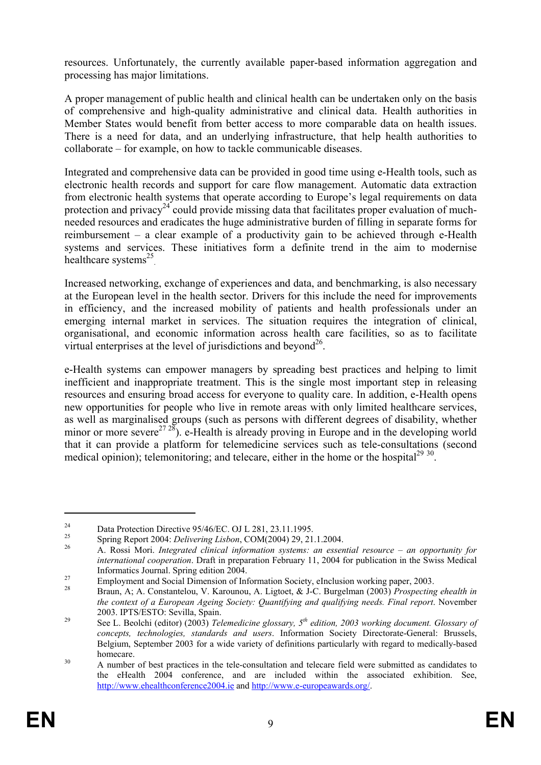resources. Unfortunately, the currently available paper-based information aggregation and processing has major limitations.

A proper management of public health and clinical health can be undertaken only on the basis of comprehensive and high-quality administrative and clinical data. Health authorities in Member States would benefit from better access to more comparable data on health issues. There is a need for data, and an underlying infrastructure, that help health authorities to collaborate – for example, on how to tackle communicable diseases.

Integrated and comprehensive data can be provided in good time using e-Health tools, such as electronic health records and support for care flow management. Automatic data extraction from electronic health systems that operate according to Europe's legal requirements on data protection and privacy[24] could provide missing data that facilitates proper evaluation of much-needed resources and eradicates the huge administrative burden of filling in separate forms for reimbursement – a clear example of a productivity gain to be achieved through e-Health systems and services. These initiatives form a definite trend in the aim to modernise healthcare systems[25].

Increased networking, exchange of experiences and data, and benchmarking, is also necessary at the European level in the health sector. Drivers for this include the need for improvements in efficiency, and the increased mobility of patients and health professionals under an emerging internal market in services. The situation requires the integration of clinical, organisational, and economic information across health care facilities, so as to facilitate virtual enterprises at the level of jurisdictions and beyond[26].

e-Health systems can empower managers by spreading best practices and helping to limit inefficient and inappropriate treatment. This is the single most important step in releasing resources and ensuring broad access for everyone to quality care. In addition, e-Health opens new opportunities for people who live in remote areas with only limited healthcare services, as well as marginalised groups (such as persons with different degrees of disability, whether minor or more severe[27 28]). e-Health is already proving in Europe and in the developing world that it can provide a platform for telemedicine services such as tele-consultations (second medical opinion); telemonitoring; and telecare, either in the home or the hospital[29 30].

---

[24] Data Protection Directive 95/46/EC. OJ L 281, 23.11.1995.

[25] Spring Report 2004: *Delivering Lisbon*, COM(2004) 29, 21.1.2004.

[26] A. Rossi Mori. *Integrated clinical information systems: an essential resource – an opportunity for international cooperation*. Draft in preparation February 11, 2004 for publication in the Swiss Medical Informatics Journal. Spring edition 2004.

[27] Employment and Social Dimension of Information Society, eInclusion working paper, 2003.

[28] Braun, A; A. Constantelou, V. Karounou, A. Ligtoet, & J-C. Burgelman (2003) *Prospecting ehealth in the context of a European Ageing Society: Quantifying and qualifying needs. Final report*. November 2003. IPTS/ESTO: Sevilla, Spain.

[29] See L. Beolchi (editor) (2003) *Telemedicine glossary, 5th edition, 2003 working document. Glossary of concepts, technologies, standards and users*. Information Society Directorate-General: Brussels, Belgium, September 2003 for a wide variety of definitions particularly with regard to medically-based homecare.

[30] A number of best practices in the tele-consultation and telecare field were submitted as candidates to the eHealth 2004 conference, and are included within the associated exhibition. See, http://www.ehealthconference2004.ie and http://www.e-europeawards.org/.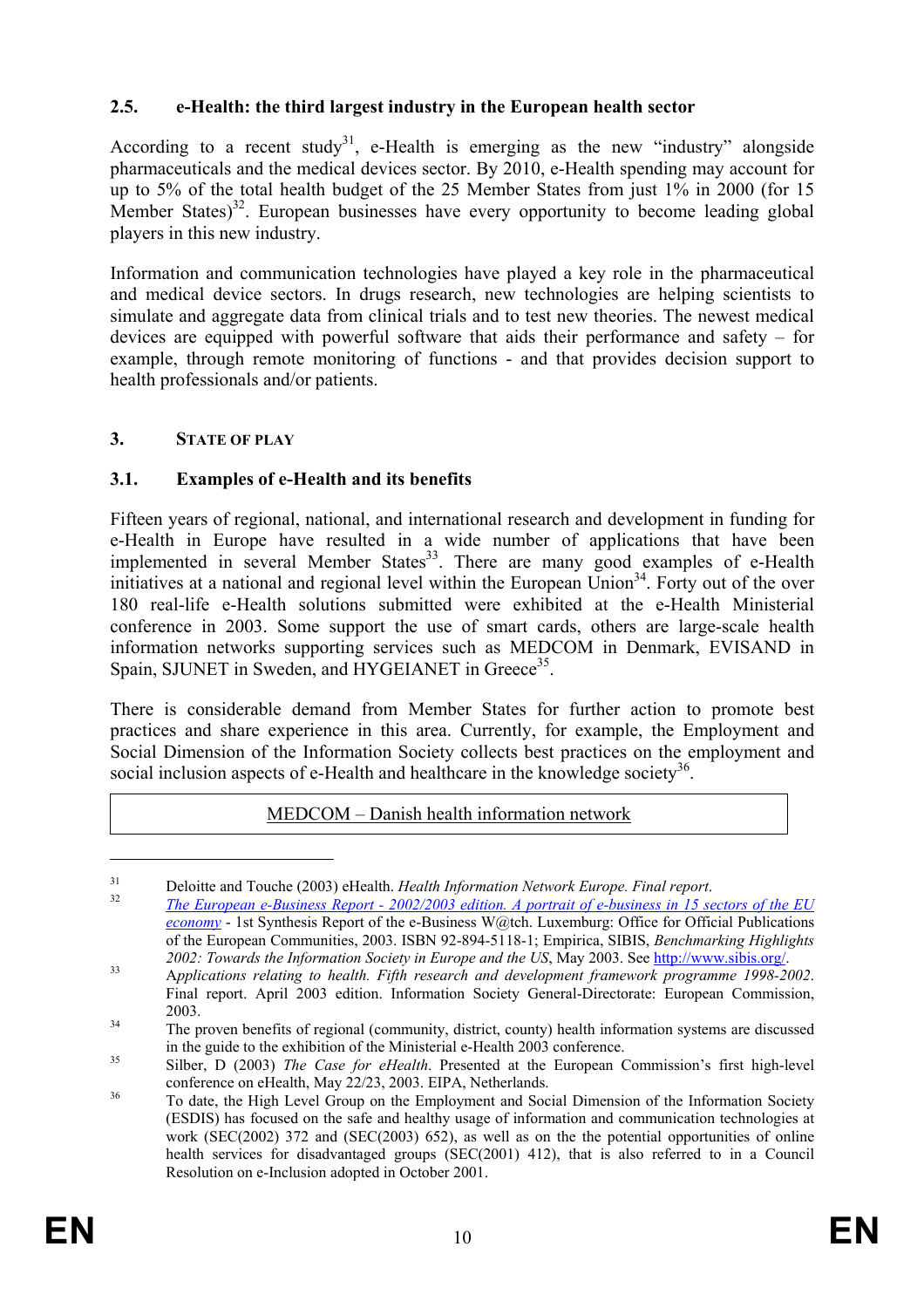### 2.5. e-Health: the third largest industry in the European health sector

According to a recent study[31], e-Health is emerging as the new "industry" alongside pharmaceuticals and the medical devices sector. By 2010, e-Health spending may account for up to 5% of the total health budget of the 25 Member States from just 1% in 2000 (for 15 Member States)[32]. European businesses have every opportunity to become leading global players in this new industry.

Information and communication technologies have played a key role in the pharmaceutical and medical device sectors. In drugs research, new technologies are helping scientists to simulate and aggregate data from clinical trials and to test new theories. The newest medical devices are equipped with powerful software that aids their performance and safety – for example, through remote monitoring of functions - and that provides decision support to health professionals and/or patients.

## 3. STATE OF PLAY

### 3.1. Examples of e-Health and its benefits

Fifteen years of regional, national, and international research and development in funding for e-Health in Europe have resulted in a wide number of applications that have been implemented in several Member States[33]. There are many good examples of e-Health initiatives at a national and regional level within the European Union[34]. Forty out of the over 180 real-life e-Health solutions submitted were exhibited at the e-Health Ministerial conference in 2003. Some support the use of smart cards, others are large-scale health information networks supporting services such as MEDCOM in Denmark, EVISAND in Spain, SJUNET in Sweden, and HYGEIANET in Greece[35].

There is considerable demand from Member States for further action to promote best practices and share experience in this area. Currently, for example, the Employment and Social Dimension of the Information Society collects best practices on the employment and social inclusion aspects of e-Health and healthcare in the knowledge society[36].

| MEDCOM – Danish health information network |
|---|

---

[31] Deloitte and Touche (2003) eHealth. *Health Information Network Europe. Final report*.

[32] *The European e-Business Report - 2002/2003 edition. A portrait of e-business in 15 sectors of the EU economy* - 1st Synthesis Report of the e-Business W@tch. Luxemburg: Office for Official Publications of the European Communities, 2003. ISBN 92-894-5118-1; Empirica, SIBIS, *Benchmarking Highlights 2002: Towards the Information Society in Europe and the US*, May 2003. See http://www.sibis.org/.

[33] *Applications relating to health. Fifth research and development framework programme 1998-2002*. Final report. April 2003 edition. Information Society General-Directorate: European Commission, 2003.

[34] The proven benefits of regional (community, district, county) health information systems are discussed in the guide to the exhibition of the Ministerial e-Health 2003 conference.

[35] Silber, D (2003) *The Case for eHealth*. Presented at the European Commission's first high-level conference on eHealth, May 22/23, 2003. EIPA, Netherlands.

[36] To date, the High Level Group on the Employment and Social Dimension of the Information Society (ESDIS) has focused on the safe and healthy usage of information and communication technologies at work (SEC(2002) 372 and (SEC(2003) 652), as well as on the the potential opportunities of online health services for disadvantaged groups (SEC(2001) 412), that is also referred to in a Council Resolution on e-Inclusion adopted in October 2001.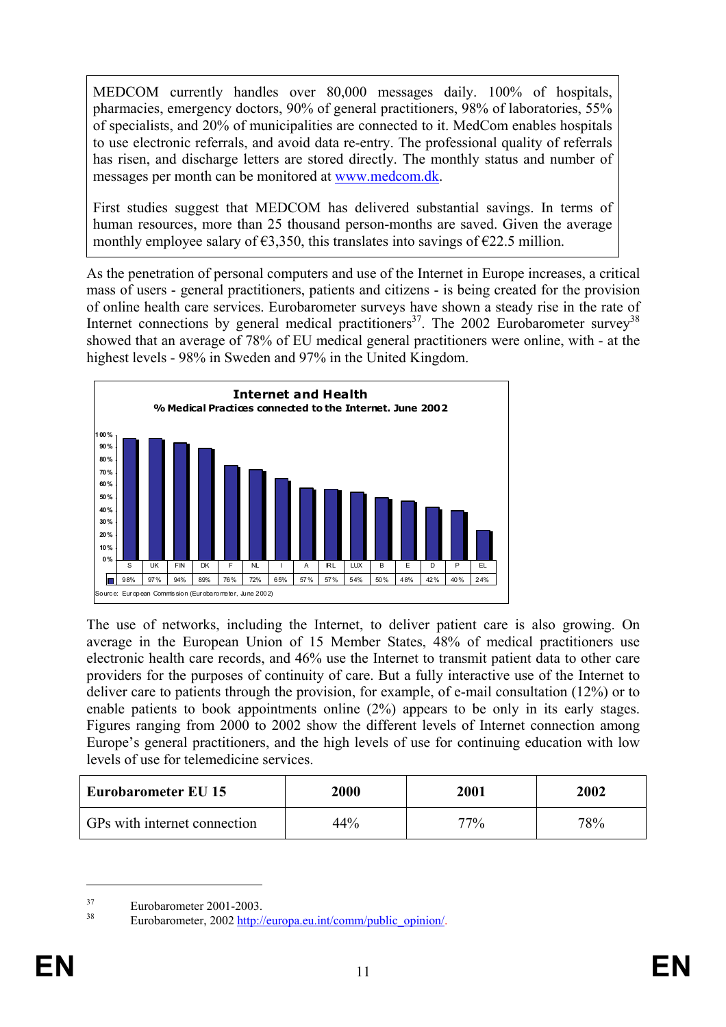MEDCOM currently handles over 80,000 messages daily. 100% of hospitals, pharmacies, emergency doctors, 90% of general practitioners, 98% of laboratories, 55% of specialists, and 20% of municipalities are connected to it. MedCom enables hospitals to use electronic referrals, and avoid data re-entry. The professional quality of referrals has risen, and discharge letters are stored directly. The monthly status and number of messages per month can be monitored at www.medcom.dk.

First studies suggest that MEDCOM has delivered substantial savings. In terms of human resources, more than 25 thousand person-months are saved. Given the average monthly employee salary of €3,350, this translates into savings of €22.5 million.

As the penetration of personal computers and use of the Internet in Europe increases, a critical mass of users - general practitioners, patients and citizens - is being created for the provision of online health care services. Eurobarometer surveys have shown a steady rise in the rate of Internet connections by general medical practitioners[37]. The 2002 Eurobarometer survey[38] showed that an average of 78% of EU medical general practitioners were online, with - at the highest levels - 98% in Sweden and 97% in the United Kingdom.

**Internet and Health**

**% Medical Practices connected to the Internet. June 2002**

| S | UK | FIN | DK | F | NL | I | A | IRL | LUX | B | E | D | P | EL |
|---|---|---|---|---|---|---|---|---|---|---|---|---|---|---|
| 98% | 97% | 94% | 89% | 76% | 72% | 65% | 57% | 57% | 54% | 50% | 48% | 42% | 40% | 24% |

Source: European Commission (Eurobarometer, June 2002)

The use of networks, including the Internet, to deliver patient care is also growing. On average in the European Union of 15 Member States, 48% of medical practitioners use electronic health care records, and 46% use the Internet to transmit patient data to other care providers for the purposes of continuity of care. But a fully interactive use of the Internet to deliver care to patients through the provision, for example, of e-mail consultation (12%) or to enable patients to book appointments online (2%) appears to be only in its early stages. Figures ranging from 2000 to 2002 show the different levels of Internet connection among Europe's general practitioners, and the high levels of use for continuing education with low levels of use for telemedicine services.

| Eurobarometer EU 15 | 2000 | 2001 | 2002 |
|---|---|---|---|
| GPs with internet connection | 44% | 77% | 78% |

[37] Eurobarometer 2001-2003.

[38] Eurobarometer, 2002 http://europa.eu.int/comm/public_opinion/.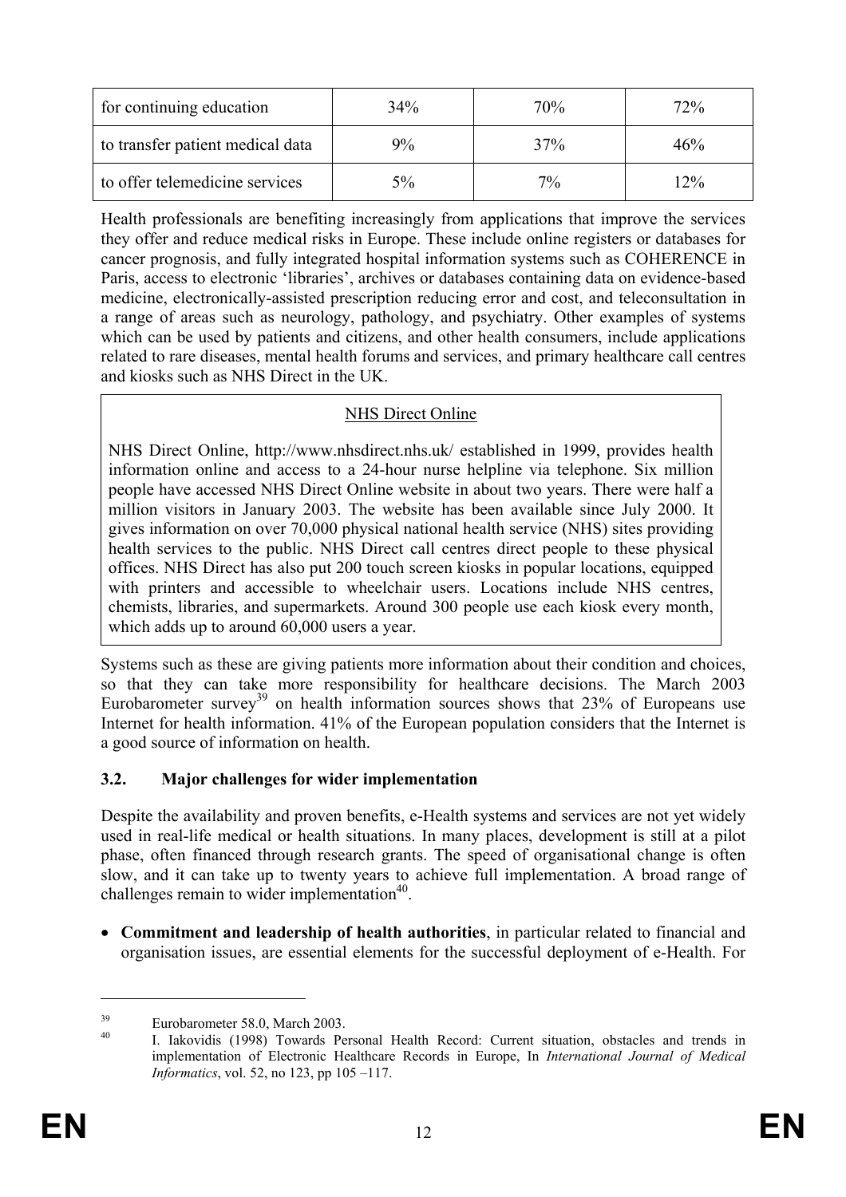| for continuing education | 34% | 70% | 72% |
|---|---|---|---|
| to transfer patient medical data | 9% | 37% | 46% |
| to offer telemedicine services | 5% | 7% | 12% |

Health professionals are benefiting increasingly from applications that improve the services they offer and reduce medical risks in Europe. These include online registers or databases for cancer prognosis, and fully integrated hospital information systems such as COHERENCE in Paris, access to electronic 'libraries', archives or databases containing data on evidence-based medicine, electronically-assisted prescription reducing error and cost, and teleconsultation in a range of areas such as neurology, pathology, and psychiatry. Other examples of systems which can be used by patients and citizens, and other health consumers, include applications related to rare diseases, mental health forums and services, and primary healthcare call centres and kiosks such as NHS Direct in the UK.

> NHS Direct Online
>
> NHS Direct Online, http://www.nhsdirect.nhs.uk/ established in 1999, provides health information online and access to a 24-hour nurse helpline via telephone. Six million people have accessed NHS Direct Online website in about two years. There were half a million visitors in January 2003. The website has been available since July 2000. It gives information on over 70,000 physical national health service (NHS) sites providing health services to the public. NHS Direct call centres direct people to these physical offices. NHS Direct has also put 200 touch screen kiosks in popular locations, equipped with printers and accessible to wheelchair users. Locations include NHS centres, chemists, libraries, and supermarkets. Around 300 people use each kiosk every month, which adds up to around 60,000 users a year.

Systems such as these are giving patients more information about their condition and choices, so that they can take more responsibility for healthcare decisions. The March 2003 Eurobarometer survey[39] on health information sources shows that 23% of Europeans use Internet for health information. 41% of the European population considers that the Internet is a good source of information on health.

### 3.2. Major challenges for wider implementation

Despite the availability and proven benefits, e-Health systems and services are not yet widely used in real-life medical or health situations. In many places, development is still at a pilot phase, often financed through research grants. The speed of organisational change is often slow, and it can take up to twenty years to achieve full implementation. A broad range of challenges remain to wider implementation[40].

- **Commitment and leadership of health authorities**, in particular related to financial and organisation issues, are essential elements for the successful deployment of e-Health. For

---

[39] Eurobarometer 58.0, March 2003.

[40] I. Iakovidis (1998) Towards Personal Health Record: Current situation, obstacles and trends in implementation of Electronic Healthcare Records in Europe, In *International Journal of Medical Informatics*, vol. 52, no 123, pp 105 –117.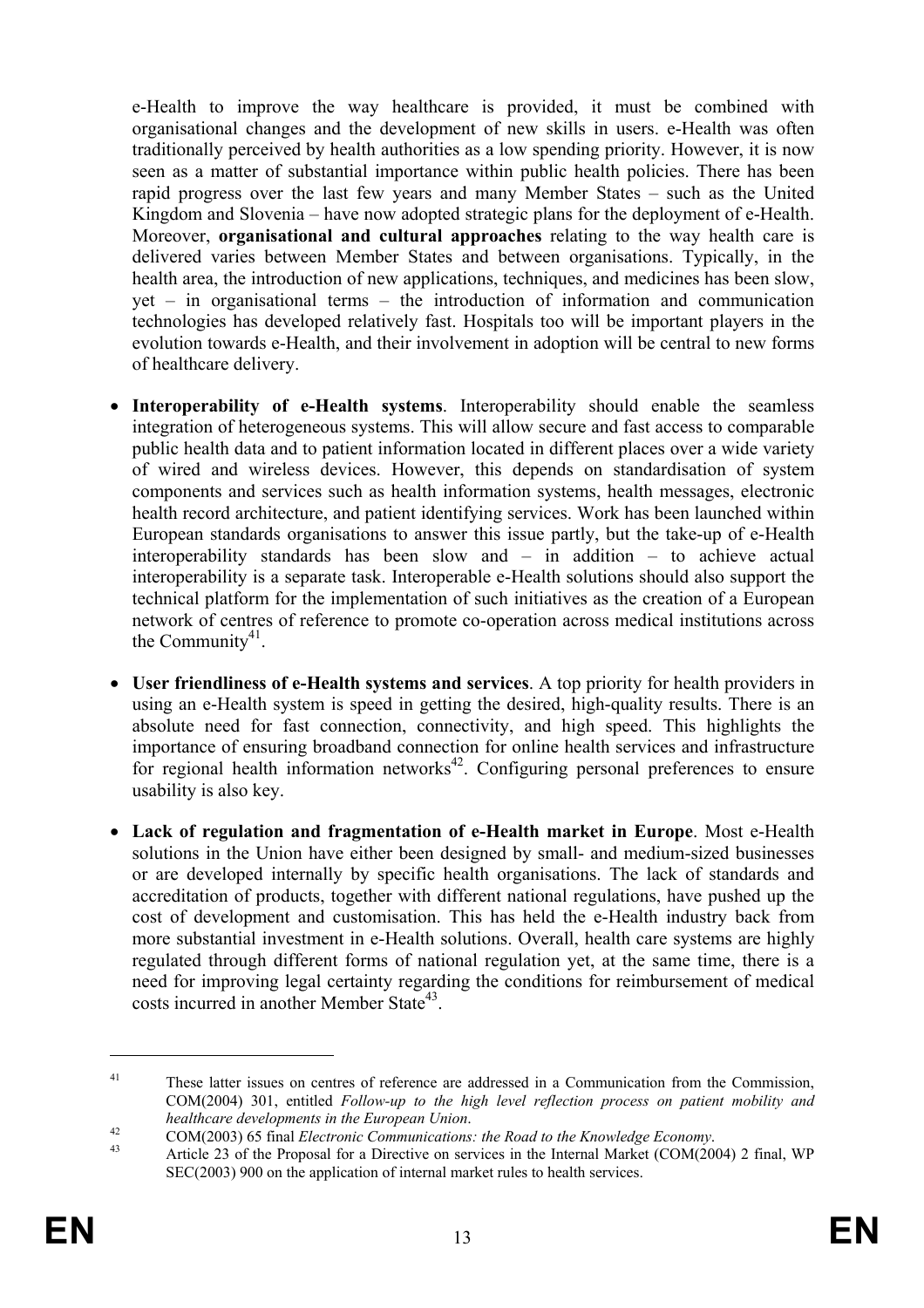e-Health to improve the way healthcare is provided, it must be combined with organisational changes and the development of new skills in users. e-Health was often traditionally perceived by health authorities as a low spending priority. However, it is now seen as a matter of substantial importance within public health policies. There has been rapid progress over the last few years and many Member States – such as the United Kingdom and Slovenia – have now adopted strategic plans for the deployment of e-Health. Moreover, **organisational and cultural approaches** relating to the way health care is delivered varies between Member States and between organisations. Typically, in the health area, the introduction of new applications, techniques, and medicines has been slow, yet – in organisational terms – the introduction of information and communication technologies has developed relatively fast. Hospitals too will be important players in the evolution towards e-Health, and their involvement in adoption will be central to new forms of healthcare delivery.

- **Interoperability of e-Health systems**. Interoperability should enable the seamless integration of heterogeneous systems. This will allow secure and fast access to comparable public health data and to patient information located in different places over a wide variety of wired and wireless devices. However, this depends on standardisation of system components and services such as health information systems, health messages, electronic health record architecture, and patient identifying services. Work has been launched within European standards organisations to answer this issue partly, but the take-up of e-Health interoperability standards has been slow and – in addition – to achieve actual interoperability is a separate task. Interoperable e-Health solutions should also support the technical platform for the implementation of such initiatives as the creation of a European network of centres of reference to promote co-operation across medical institutions across the Community[41].

- **User friendliness of e-Health systems and services**. A top priority for health providers in using an e-Health system is speed in getting the desired, high-quality results. There is an absolute need for fast connection, connectivity, and high speed. This highlights the importance of ensuring broadband connection for online health services and infrastructure for regional health information networks[42]. Configuring personal preferences to ensure usability is also key.

- **Lack of regulation and fragmentation of e-Health market in Europe**. Most e-Health solutions in the Union have either been designed by small- and medium-sized businesses or are developed internally by specific health organisations. The lack of standards and accreditation of products, together with different national regulations, have pushed up the cost of development and customisation. This has held the e-Health industry back from more substantial investment in e-Health solutions. Overall, health care systems are highly regulated through different forms of national regulation yet, at the same time, there is a need for improving legal certainty regarding the conditions for reimbursement of medical costs incurred in another Member State[43].

---

[41] These latter issues on centres of reference are addressed in a Communication from the Commission, COM(2004) 301, entitled *Follow-up to the high level reflection process on patient mobility and healthcare developments in the European Union*.

[42] COM(2003) 65 final *Electronic Communications: the Road to the Knowledge Economy*.

[43] Article 23 of the Proposal for a Directive on services in the Internal Market (COM(2004) 2 final, WP SEC(2003) 900 on the application of internal market rules to health services.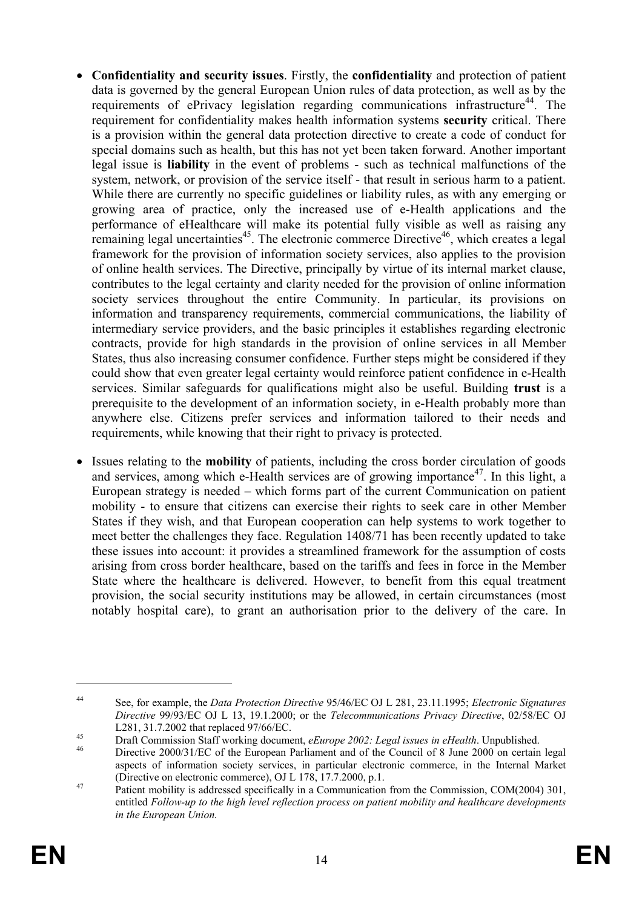- **Confidentiality and security issues**. Firstly, the **confidentiality** and protection of patient data is governed by the general European Union rules of data protection, as well as by the requirements of ePrivacy legislation regarding communications infrastructure[44]. The requirement for confidentiality makes health information systems **security** critical. There is a provision within the general data protection directive to create a code of conduct for special domains such as health, but this has not yet been taken forward. Another important legal issue is **liability** in the event of problems - such as technical malfunctions of the system, network, or provision of the service itself - that result in serious harm to a patient. While there are currently no specific guidelines or liability rules, as with any emerging or growing area of practice, only the increased use of e-Health applications and the performance of eHealthcare will make its potential fully visible as well as raising any remaining legal uncertainties[45]. The electronic commerce Directive[46], which creates a legal framework for the provision of information society services, also applies to the provision of online health services. The Directive, principally by virtue of its internal market clause, contributes to the legal certainty and clarity needed for the provision of online information society services throughout the entire Community. In particular, its provisions on information and transparency requirements, commercial communications, the liability of intermediary service providers, and the basic principles it establishes regarding electronic contracts, provide for high standards in the provision of online services in all Member States, thus also increasing consumer confidence. Further steps might be considered if they could show that even greater legal certainty would reinforce patient confidence in e-Health services. Similar safeguards for qualifications might also be useful. Building **trust** is a prerequisite to the development of an information society, in e-Health probably more than anywhere else. Citizens prefer services and information tailored to their needs and requirements, while knowing that their right to privacy is protected.

- Issues relating to the **mobility** of patients, including the cross border circulation of goods and services, among which e-Health services are of growing importance[47]. In this light, a European strategy is needed – which forms part of the current Communication on patient mobility - to ensure that citizens can exercise their rights to seek care in other Member States if they wish, and that European cooperation can help systems to work together to meet better the challenges they face. Regulation 1408/71 has been recently updated to take these issues into account: it provides a streamlined framework for the assumption of costs arising from cross border healthcare, based on the tariffs and fees in force in the Member State where the healthcare is delivered. However, to benefit from this equal treatment provision, the social security institutions may be allowed, in certain circumstances (most notably hospital care), to grant an authorisation prior to the delivery of the care. In

---

[44] See, for example, the *Data Protection Directive* 95/46/EC OJ L 281, 23.11.1995; *Electronic Signatures Directive* 99/93/EC OJ L 13, 19.1.2000; or the *Telecommunications Privacy Directive*, 02/58/EC OJ L281, 31.7.2002 that replaced 97/66/EC.

[45] Draft Commission Staff working document, *eEurope 2002: Legal issues in eHealth*. Unpublished.

[46] Directive 2000/31/EC of the European Parliament and of the Council of 8 June 2000 on certain legal aspects of information society services, in particular electronic commerce, in the Internal Market (Directive on electronic commerce), OJ L 178, 17.7.2000, p.1.

[47] Patient mobility is addressed specifically in a Communication from the Commission, COM(2004) 301, entitled *Follow-up to the high level reflection process on patient mobility and healthcare developments in the European Union.*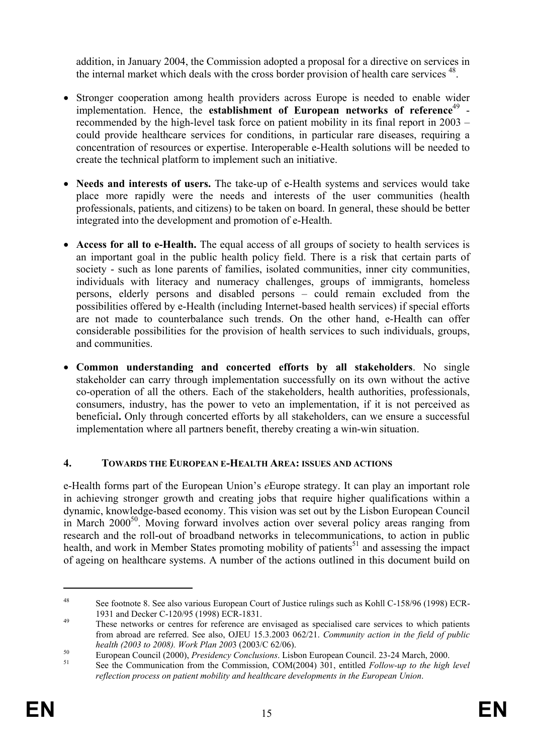addition, in January 2004, the Commission adopted a proposal for a directive on services in the internal market which deals with the cross border provision of health care services [48].

- Stronger cooperation among health providers across Europe is needed to enable wider implementation. Hence, the **establishment of European networks of reference**[49] - recommended by the high-level task force on patient mobility in its final report in 2003 – could provide healthcare services for conditions, in particular rare diseases, requiring a concentration of resources or expertise. Interoperable e-Health solutions will be needed to create the technical platform to implement such an initiative.

- **Needs and interests of users.** The take-up of e-Health systems and services would take place more rapidly were the needs and interests of the user communities (health professionals, patients, and citizens) to be taken on board. In general, these should be better integrated into the development and promotion of e-Health.

- **Access for all to e-Health.** The equal access of all groups of society to health services is an important goal in the public health policy field. There is a risk that certain parts of society - such as lone parents of families, isolated communities, inner city communities, individuals with literacy and numeracy challenges, groups of immigrants, homeless persons, elderly persons and disabled persons – could remain excluded from the possibilities offered by e-Health (including Internet-based health services) if special efforts are not made to counterbalance such trends. On the other hand, e-Health can offer considerable possibilities for the provision of health services to such individuals, groups, and communities.

- **Common understanding and concerted efforts by all stakeholders**. No single stakeholder can carry through implementation successfully on its own without the active co-operation of all the others. Each of the stakeholders, health authorities, professionals, consumers, industry, has the power to veto an implementation, if it is not perceived as beneficial**.** Only through concerted efforts by all stakeholders, can we ensure a successful implementation where all partners benefit, thereby creating a win-win situation.

## 4. TOWARDS THE EUROPEAN E-HEALTH AREA: ISSUES AND ACTIONS

e-Health forms part of the European Union's *e*Europe strategy. It can play an important role in achieving stronger growth and creating jobs that require higher qualifications within a dynamic, knowledge-based economy. This vision was set out by the Lisbon European Council in March 2000[50]. Moving forward involves action over several policy areas ranging from research and the roll-out of broadband networks in telecommunications, to action in public health, and work in Member States promoting mobility of patients[51] and assessing the impact of ageing on healthcare systems. A number of the actions outlined in this document build on

---

[48] See footnote 8. See also various European Court of Justice rulings such as Kohll C-158/96 (1998) ECR-1931 and Decker C-120/95 (1998) ECR-1831.

[49] These networks or centres for reference are envisaged as specialised care services to which patients from abroad are referred. See also, OJEU 15.3.2003 062/21. *Community action in the field of public health (2003 to 2008). Work Plan 200*3 (2003/C 62/06).

[50] European Council (2000), *Presidency Conclusions*. Lisbon European Council. 23-24 March, 2000.

[51] See the Communication from the Commission, COM(2004) 301, entitled *Follow-up to the high level reflection process on patient mobility and healthcare developments in the European Union*.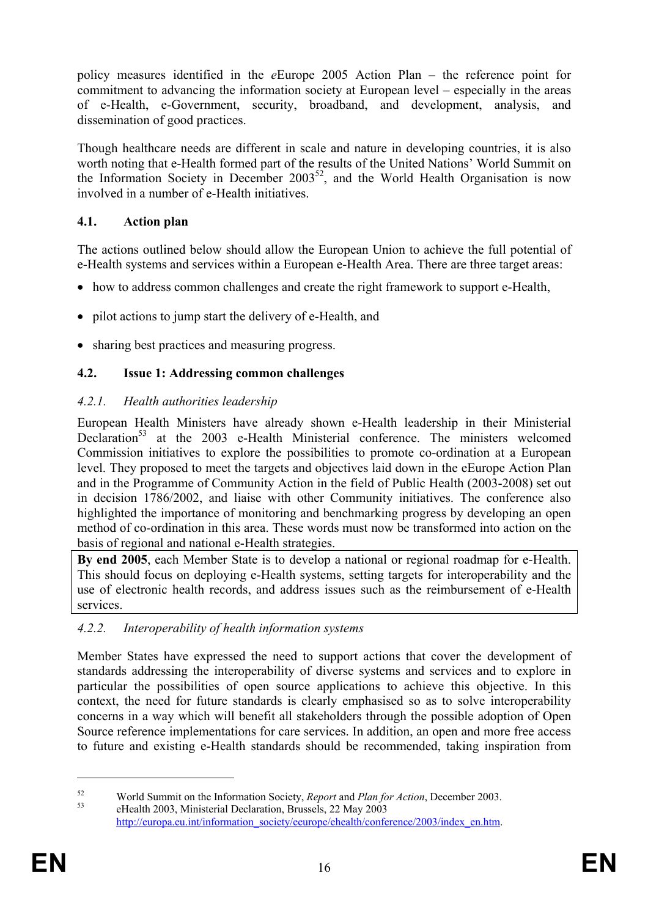policy measures identified in the *e*Europe 2005 Action Plan – the reference point for commitment to advancing the information society at European level – especially in the areas of e-Health, e-Government, security, broadband, and development, analysis, and dissemination of good practices.

Though healthcare needs are different in scale and nature in developing countries, it is also worth noting that e-Health formed part of the results of the United Nations' World Summit on the Information Society in December 2003[52], and the World Health Organisation is now involved in a number of e-Health initiatives.

### 4.1. Action plan

The actions outlined below should allow the European Union to achieve the full potential of e-Health systems and services within a European e-Health Area. There are three target areas:

- how to address common challenges and create the right framework to support e-Health,
- pilot actions to jump start the delivery of e-Health, and
- sharing best practices and measuring progress.

### 4.2. Issue 1: Addressing common challenges

#### *4.2.1. Health authorities leadership*

European Health Ministers have already shown e-Health leadership in their Ministerial Declaration[53] at the 2003 e-Health Ministerial conference. The ministers welcomed Commission initiatives to explore the possibilities to promote co-ordination at a European level. They proposed to meet the targets and objectives laid down in the eEurope Action Plan and in the Programme of Community Action in the field of Public Health (2003-2008) set out in decision 1786/2002, and liaise with other Community initiatives. The conference also highlighted the importance of monitoring and benchmarking progress by developing an open method of co-ordination in this area. These words must now be transformed into action on the basis of regional and national e-Health strategies.

> **By end 2005**, each Member State is to develop a national or regional roadmap for e-Health. This should focus on deploying e-Health systems, setting targets for interoperability and the use of electronic health records, and address issues such as the reimbursement of e-Health services.

#### *4.2.2. Interoperability of health information systems*

Member States have expressed the need to support actions that cover the development of standards addressing the interoperability of diverse systems and services and to explore in particular the possibilities of open source applications to achieve this objective. In this context, the need for future standards is clearly emphasised so as to solve interoperability concerns in a way which will benefit all stakeholders through the possible adoption of Open Source reference implementations for care services. In addition, an open and more free access to future and existing e-Health standards should be recommended, taking inspiration from

---

[52] World Summit on the Information Society, *Report* and *Plan for Action*, December 2003.

[53] eHealth 2003, Ministerial Declaration, Brussels, 22 May 2003 http://europa.eu.int/information_society/eeurope/ehealth/conference/2003/index_en.htm.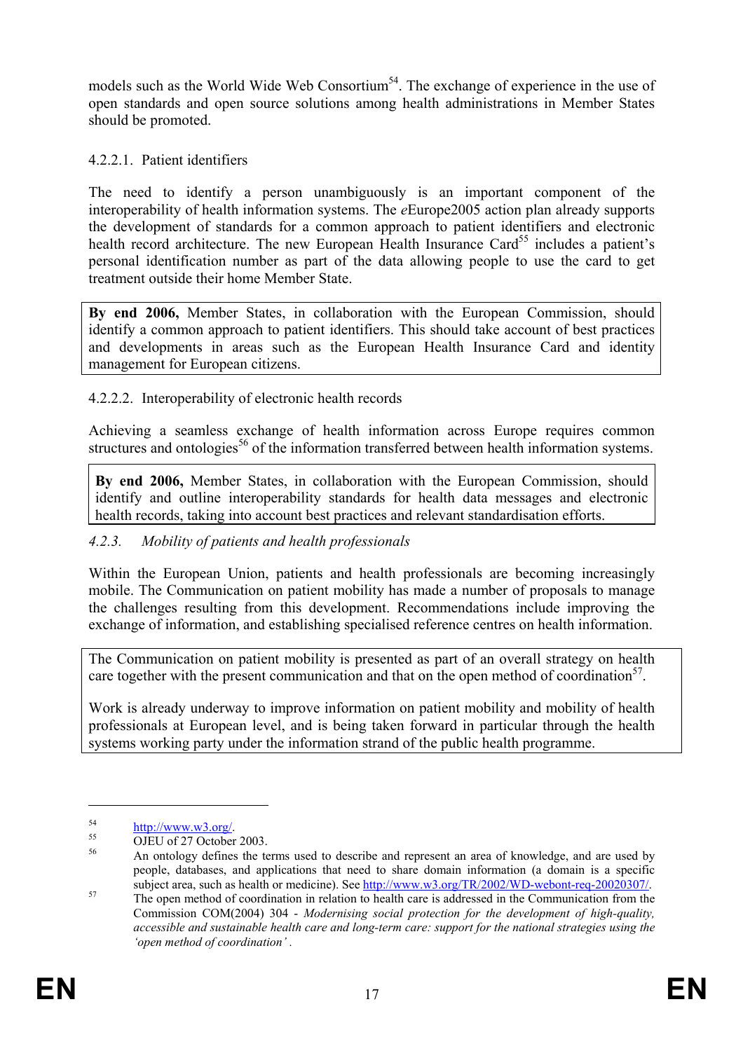models such as the World Wide Web Consortium[54]. The exchange of experience in the use of open standards and open source solutions among health administrations in Member States should be promoted.

#### 4.2.2.1. Patient identifiers

The need to identify a person unambiguously is an important component of the interoperability of health information systems. The *e*Europe2005 action plan already supports the development of standards for a common approach to patient identifiers and electronic health record architecture. The new European Health Insurance Card[55] includes a patient's personal identification number as part of the data allowing people to use the card to get treatment outside their home Member State.

> **By end 2006,** Member States, in collaboration with the European Commission, should identify a common approach to patient identifiers. This should take account of best practices and developments in areas such as the European Health Insurance Card and identity management for European citizens.

#### 4.2.2.2. Interoperability of electronic health records

Achieving a seamless exchange of health information across Europe requires common structures and ontologies[56] of the information transferred between health information systems.

> **By end 2006,** Member States, in collaboration with the European Commission, should identify and outline interoperability standards for health data messages and electronic health records, taking into account best practices and relevant standardisation efforts.

### *4.2.3. Mobility of patients and health professionals*

Within the European Union, patients and health professionals are becoming increasingly mobile. The Communication on patient mobility has made a number of proposals to manage the challenges resulting from this development. Recommendations include improving the exchange of information, and establishing specialised reference centres on health information.

> The Communication on patient mobility is presented as part of an overall strategy on health care together with the present communication and that on the open method of coordination[57].
>
> Work is already underway to improve information on patient mobility and mobility of health professionals at European level, and is being taken forward in particular through the health systems working party under the information strand of the public health programme.

---

[54] http://www.w3.org/.

[55] OJEU of 27 October 2003.

[56] An ontology defines the terms used to describe and represent an area of knowledge, and are used by people, databases, and applications that need to share domain information (a domain is a specific subject area, such as health or medicine). See http://www.w3.org/TR/2002/WD-webont-req-20020307/.

[57] The open method of coordination in relation to health care is addressed in the Communication from the Commission COM(2004) 304 - *Modernising social protection for the development of high-quality, accessible and sustainable health care and long-term care: support for the national strategies using the 'open method of coordination'* .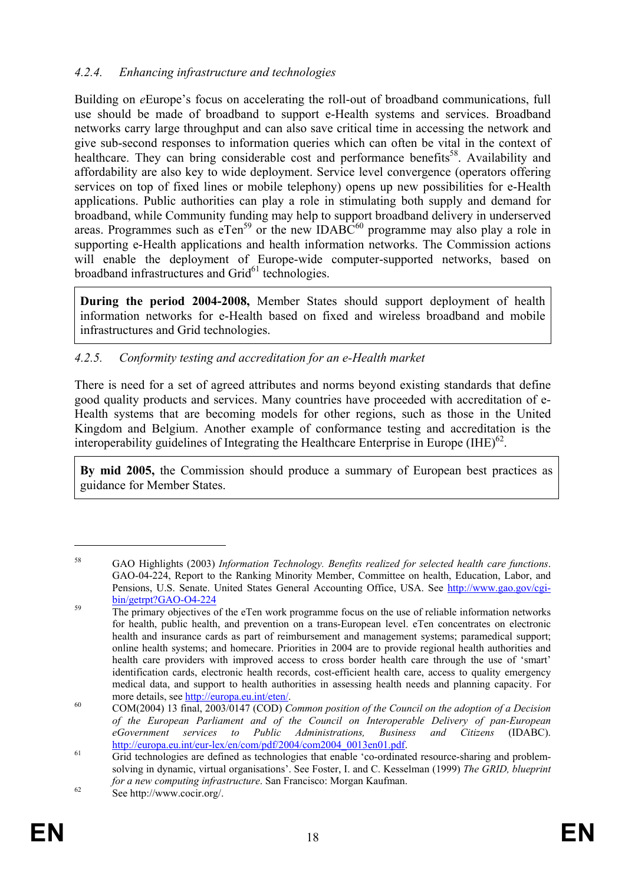#### *4.2.4. Enhancing infrastructure and technologies*

Building on *e*Europe's focus on accelerating the roll-out of broadband communications, full use should be made of broadband to support e-Health systems and services. Broadband networks carry large throughput and can also save critical time in accessing the network and give sub-second responses to information queries which can often be vital in the context of healthcare. They can bring considerable cost and performance benefits[58]. Availability and affordability are also key to wide deployment. Service level convergence (operators offering services on top of fixed lines or mobile telephony) opens up new possibilities for e-Health applications. Public authorities can play a role in stimulating both supply and demand for broadband, while Community funding may help to support broadband delivery in underserved areas. Programmes such as eTen[59] or the new IDABC[60] programme may also play a role in supporting e-Health applications and health information networks. The Commission actions will enable the deployment of Europe-wide computer-supported networks, based on broadband infrastructures and Grid[61] technologies.

> **During the period 2004-2008,** Member States should support deployment of health information networks for e-Health based on fixed and wireless broadband and mobile infrastructures and Grid technologies.

#### *4.2.5. Conformity testing and accreditation for an e-Health market*

There is need for a set of agreed attributes and norms beyond existing standards that define good quality products and services. Many countries have proceeded with accreditation of e-Health systems that are becoming models for other regions, such as those in the United Kingdom and Belgium. Another example of conformance testing and accreditation is the interoperability guidelines of Integrating the Healthcare Enterprise in Europe (IHE)[62].

> **By mid 2005,** the Commission should produce a summary of European best practices as guidance for Member States.

---

[58] GAO Highlights (2003) *Information Technology. Benefits realized for selected health care functions*. GAO-04-224, Report to the Ranking Minority Member, Committee on health, Education, Labor, and Pensions, U.S. Senate. United States General Accounting Office, USA. See http://www.gao.gov/cgi-bin/getrpt?GAO-O4-224

[59] The primary objectives of the eTen work programme focus on the use of reliable information networks for health, public health, and prevention on a trans-European level. eTen concentrates on electronic health and insurance cards as part of reimbursement and management systems; paramedical support; online health systems; and homecare. Priorities in 2004 are to provide regional health authorities and health care providers with improved access to cross border health care through the use of 'smart' identification cards, electronic health records, cost-efficient health care, access to quality emergency medical data, and support to health authorities in assessing health needs and planning capacity. For more details, see http://europa.eu.int/eten/.

[60] COM(2004) 13 final, 2003/0147 (COD) *Common position of the Council on the adoption of a Decision of the European Parliament and of the Council on Interoperable Delivery of pan-European eGovernment services to Public Administrations, Business and Citizens* (IDABC). http://europa.eu.int/eur-lex/en/com/pdf/2004/com2004_0013en01.pdf.

[61] Grid technologies are defined as technologies that enable 'co-ordinated resource-sharing and problem-solving in dynamic, virtual organisations'. See Foster, I. and C. Kesselman (1999) *The GRID, blueprint for a new computing infrastructure*. San Francisco: Morgan Kaufman.

[62] See http://www.cocir.org/.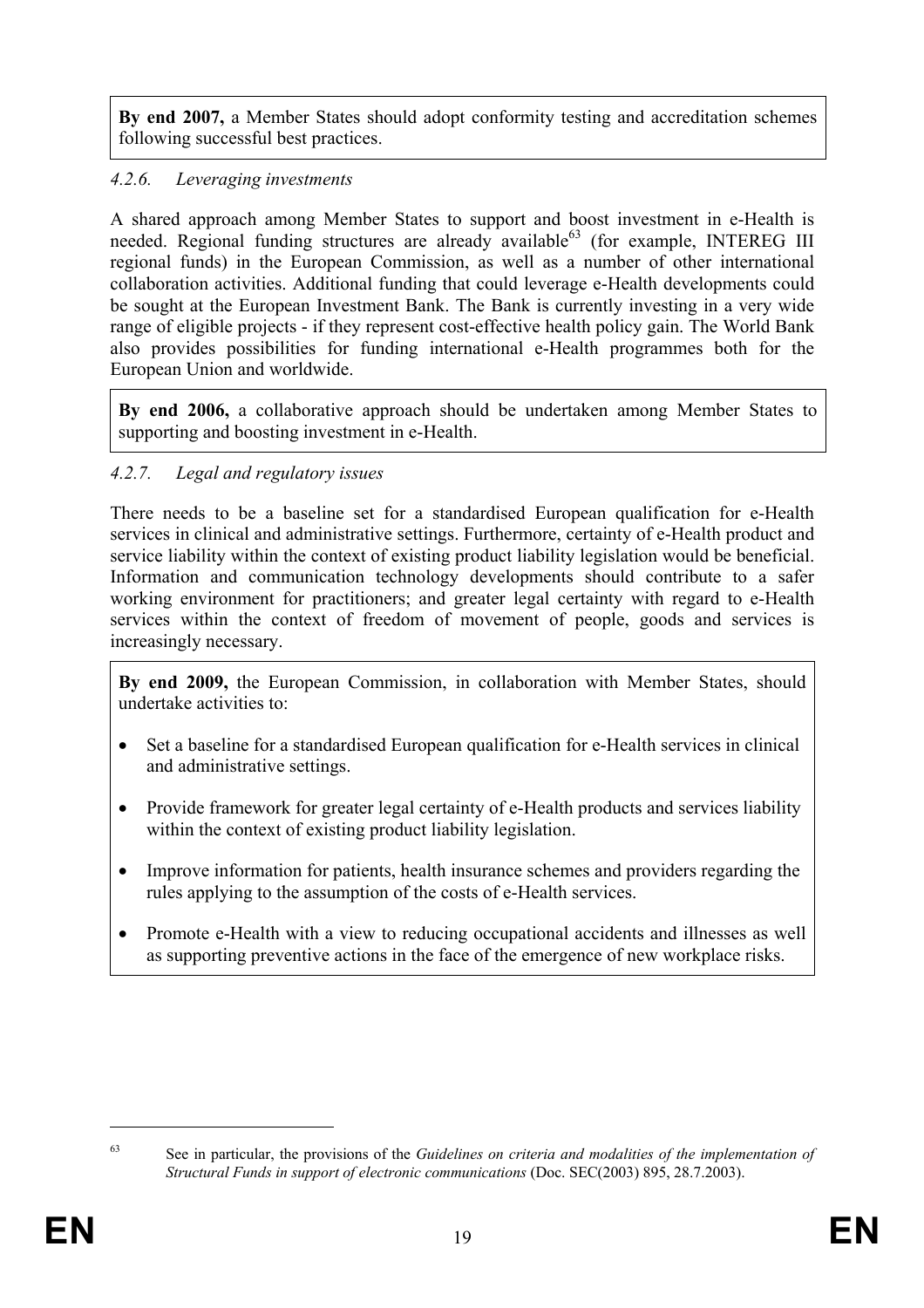**By end 2007,** a Member States should adopt conformity testing and accreditation schemes following successful best practices.

#### *4.2.6. Leveraging investments*

A shared approach among Member States to support and boost investment in e-Health is needed. Regional funding structures are already available[63] (for example, INTEREG III regional funds) in the European Commission, as well as a number of other international collaboration activities. Additional funding that could leverage e-Health developments could be sought at the European Investment Bank. The Bank is currently investing in a very wide range of eligible projects - if they represent cost-effective health policy gain. The World Bank also provides possibilities for funding international e-Health programmes both for the European Union and worldwide.

**By end 2006,** a collaborative approach should be undertaken among Member States to supporting and boosting investment in e-Health.

#### *4.2.7. Legal and regulatory issues*

There needs to be a baseline set for a standardised European qualification for e-Health services in clinical and administrative settings. Furthermore, certainty of e-Health product and service liability within the context of existing product liability legislation would be beneficial. Information and communication technology developments should contribute to a safer working environment for practitioners; and greater legal certainty with regard to e-Health services within the context of freedom of movement of people, goods and services is increasingly necessary.

**By end 2009,** the European Commission, in collaboration with Member States, should undertake activities to:

- Set a baseline for a standardised European qualification for e-Health services in clinical and administrative settings.
- Provide framework for greater legal certainty of e-Health products and services liability within the context of existing product liability legislation.
- Improve information for patients, health insurance schemes and providers regarding the rules applying to the assumption of the costs of e-Health services.
- Promote e-Health with a view to reducing occupational accidents and illnesses as well as supporting preventive actions in the face of the emergence of new workplace risks.

---

[63] See in particular, the provisions of the *Guidelines on criteria and modalities of the implementation of Structural Funds in support of electronic communications* (Doc. SEC(2003) 895, 28.7.2003).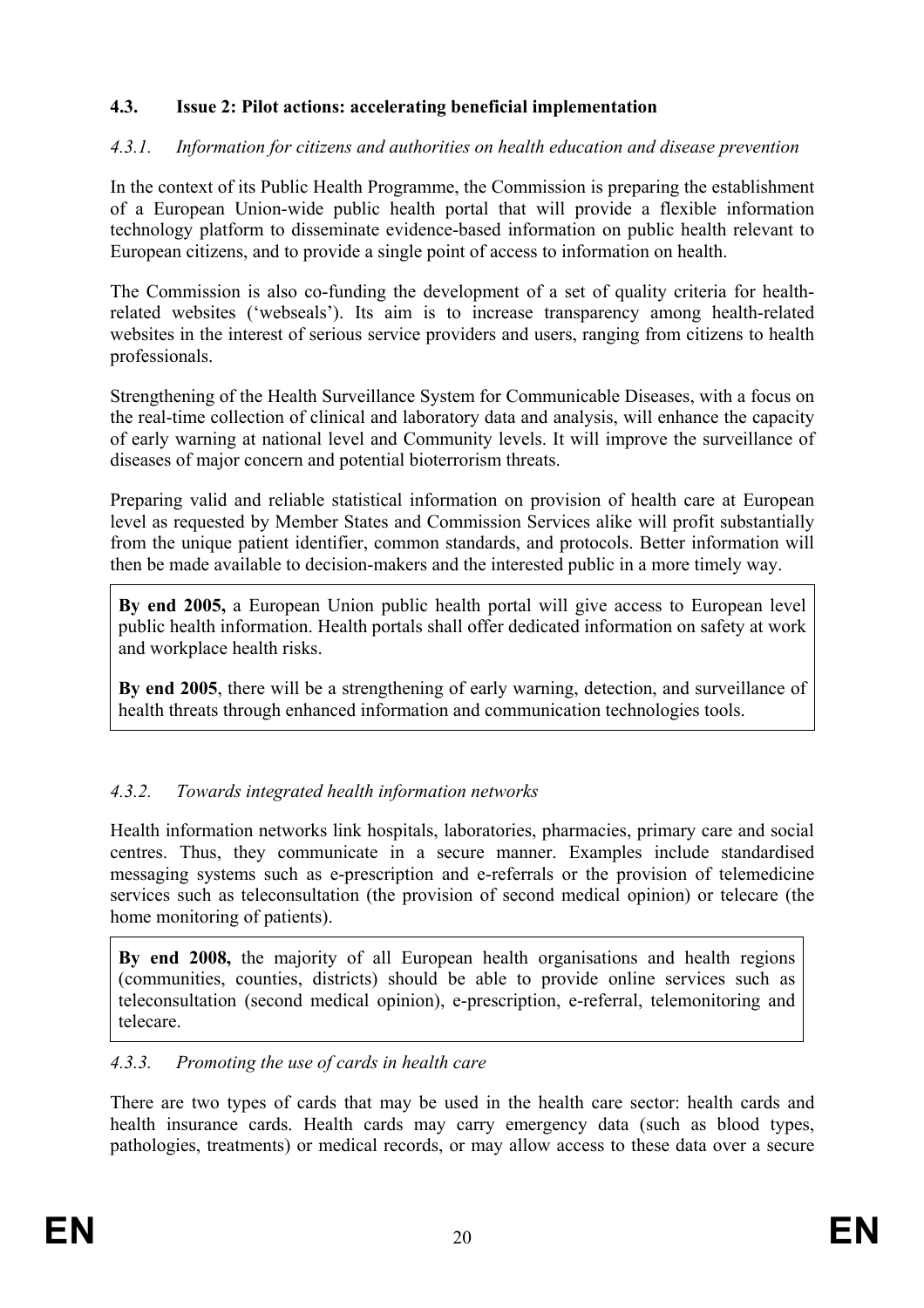### 4.3. Issue 2: Pilot actions: accelerating beneficial implementation

#### *4.3.1. Information for citizens and authorities on health education and disease prevention*

In the context of its Public Health Programme, the Commission is preparing the establishment of a European Union-wide public health portal that will provide a flexible information technology platform to disseminate evidence-based information on public health relevant to European citizens, and to provide a single point of access to information on health.

The Commission is also co-funding the development of a set of quality criteria for health-related websites ('webseals'). Its aim is to increase transparency among health-related websites in the interest of serious service providers and users, ranging from citizens to health professionals.

Strengthening of the Health Surveillance System for Communicable Diseases, with a focus on the real-time collection of clinical and laboratory data and analysis, will enhance the capacity of early warning at national level and Community levels. It will improve the surveillance of diseases of major concern and potential bioterrorism threats.

Preparing valid and reliable statistical information on provision of health care at European level as requested by Member States and Commission Services alike will profit substantially from the unique patient identifier, common standards, and protocols. Better information will then be made available to decision-makers and the interested public in a more timely way.

**By end 2005,** a European Union public health portal will give access to European level public health information. Health portals shall offer dedicated information on safety at work and workplace health risks.

**By end 2005**, there will be a strengthening of early warning, detection, and surveillance of health threats through enhanced information and communication technologies tools.

#### *4.3.2. Towards integrated health information networks*

Health information networks link hospitals, laboratories, pharmacies, primary care and social centres. Thus, they communicate in a secure manner. Examples include standardised messaging systems such as e-prescription and e-referrals or the provision of telemedicine services such as teleconsultation (the provision of second medical opinion) or telecare (the home monitoring of patients).

**By end 2008,** the majority of all European health organisations and health regions (communities, counties, districts) should be able to provide online services such as teleconsultation (second medical opinion), e-prescription, e-referral, telemonitoring and telecare.

#### *4.3.3. Promoting the use of cards in health care*

There are two types of cards that may be used in the health care sector: health cards and health insurance cards. Health cards may carry emergency data (such as blood types, pathologies, treatments) or medical records, or may allow access to these data over a secure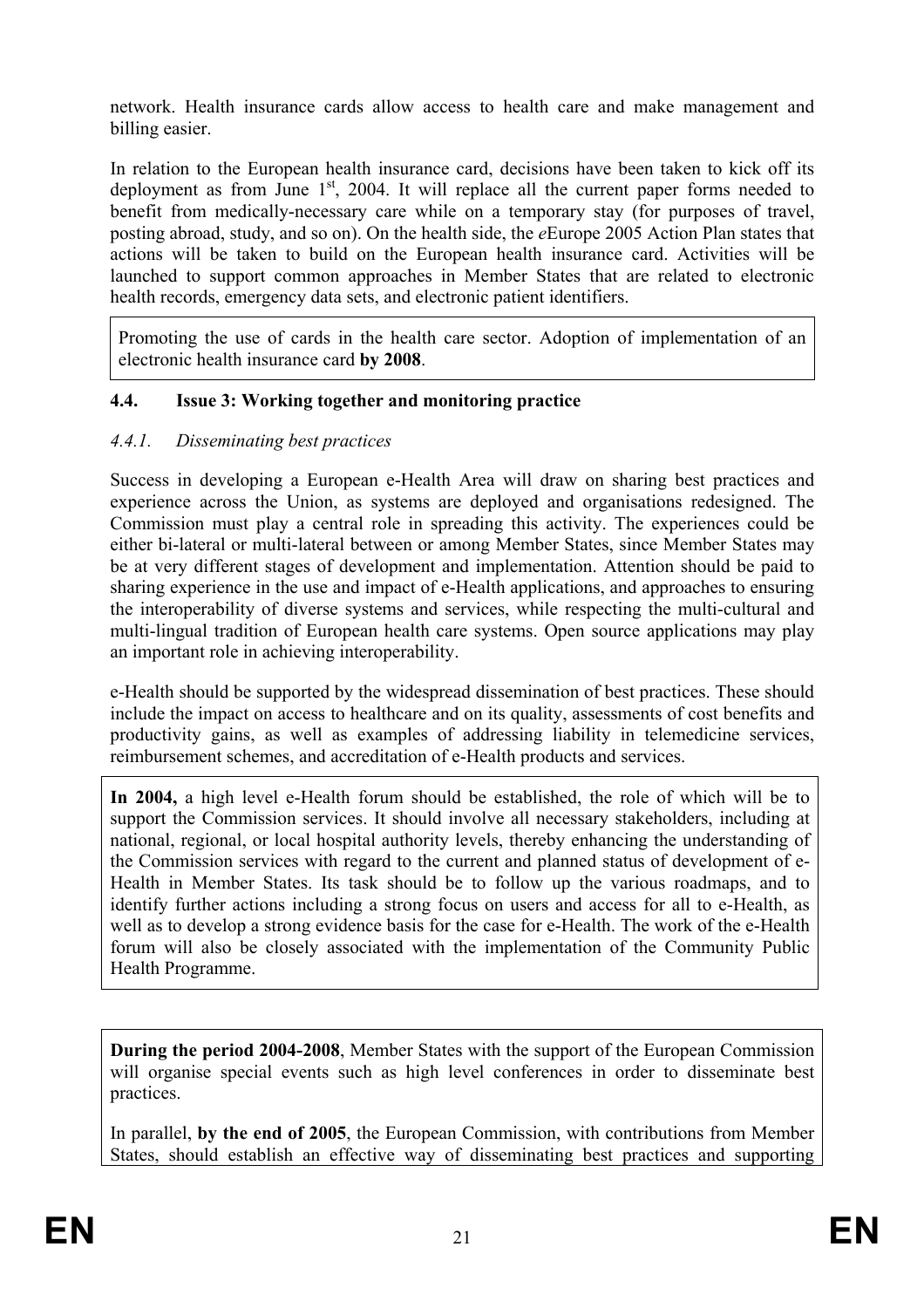network. Health insurance cards allow access to health care and make management and billing easier.

In relation to the European health insurance card, decisions have been taken to kick off its deployment as from June 1st, 2004. It will replace all the current paper forms needed to benefit from medically-necessary care while on a temporary stay (for purposes of travel, posting abroad, study, and so on). On the health side, the *e*Europe 2005 Action Plan states that actions will be taken to build on the European health insurance card. Activities will be launched to support common approaches in Member States that are related to electronic health records, emergency data sets, and electronic patient identifiers.

Promoting the use of cards in the health care sector. Adoption of implementation of an electronic health insurance card **by 2008**.

### 4.4. Issue 3: Working together and monitoring practice

#### *4.4.1. Disseminating best practices*

Success in developing a European e-Health Area will draw on sharing best practices and experience across the Union, as systems are deployed and organisations redesigned. The Commission must play a central role in spreading this activity. The experiences could be either bi-lateral or multi-lateral between or among Member States, since Member States may be at very different stages of development and implementation. Attention should be paid to sharing experience in the use and impact of e-Health applications, and approaches to ensuring the interoperability of diverse systems and services, while respecting the multi-cultural and multi-lingual tradition of European health care systems. Open source applications may play an important role in achieving interoperability.

e-Health should be supported by the widespread dissemination of best practices. These should include the impact on access to healthcare and on its quality, assessments of cost benefits and productivity gains, as well as examples of addressing liability in telemedicine services, reimbursement schemes, and accreditation of e-Health products and services.

**In 2004,** a high level e-Health forum should be established, the role of which will be to support the Commission services. It should involve all necessary stakeholders, including at national, regional, or local hospital authority levels, thereby enhancing the understanding of the Commission services with regard to the current and planned status of development of e-Health in Member States. Its task should be to follow up the various roadmaps, and to identify further actions including a strong focus on users and access for all to e-Health, as well as to develop a strong evidence basis for the case for e-Health. The work of the e-Health forum will also be closely associated with the implementation of the Community Public Health Programme.

**During the period 2004-2008**, Member States with the support of the European Commission will organise special events such as high level conferences in order to disseminate best practices.

In parallel, **by the end of 2005**, the European Commission, with contributions from Member States, should establish an effective way of disseminating best practices and supporting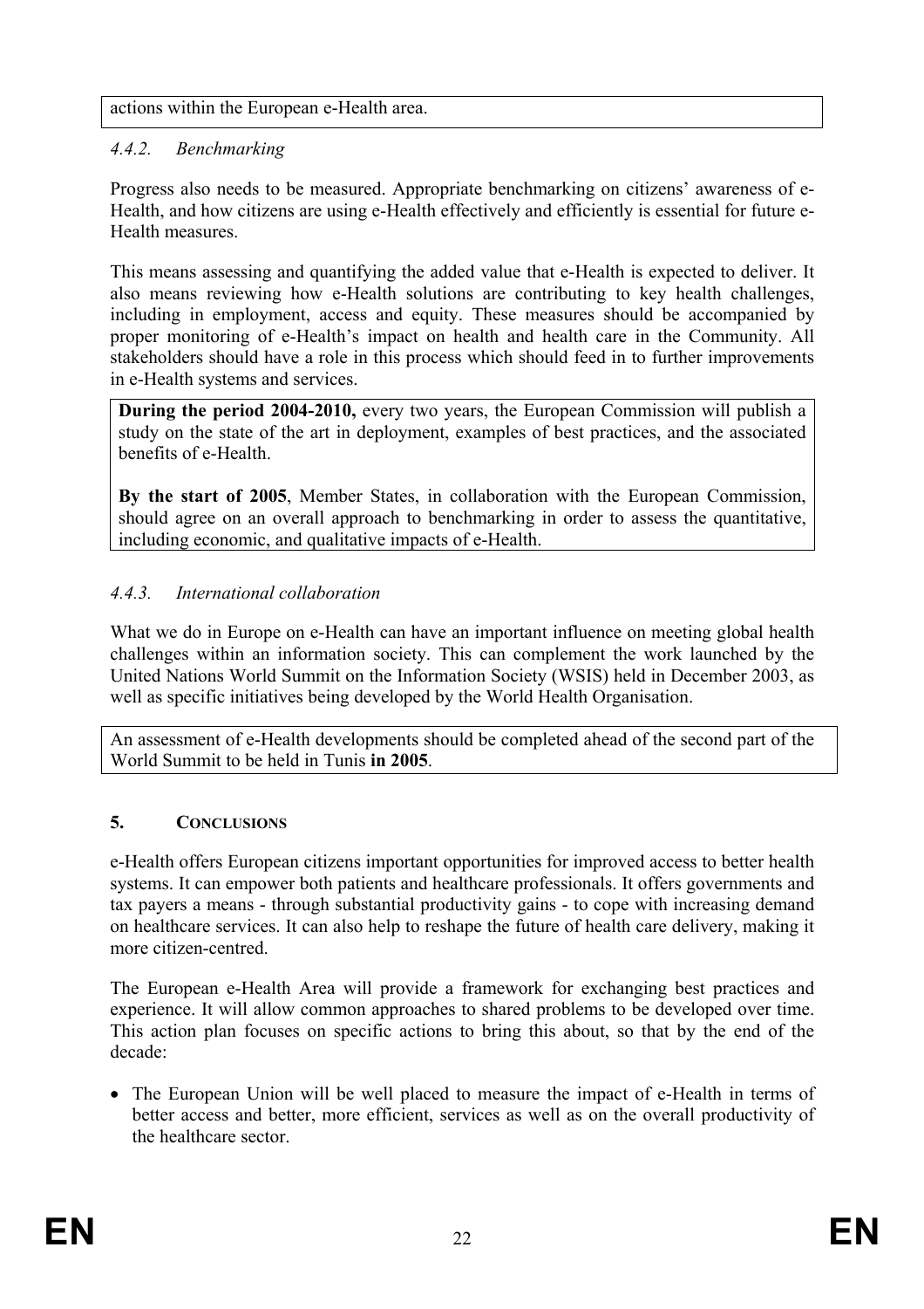actions within the European e-Health area.

#### *4.4.2. Benchmarking*

Progress also needs to be measured. Appropriate benchmarking on citizens' awareness of e-Health, and how citizens are using e-Health effectively and efficiently is essential for future e-Health measures.

This means assessing and quantifying the added value that e-Health is expected to deliver. It also means reviewing how e-Health solutions are contributing to key health challenges, including in employment, access and equity. These measures should be accompanied by proper monitoring of e-Health's impact on health and health care in the Community. All stakeholders should have a role in this process which should feed in to further improvements in e-Health systems and services.

**During the period 2004-2010,** every two years, the European Commission will publish a study on the state of the art in deployment, examples of best practices, and the associated benefits of e-Health.

**By the start of 2005**, Member States, in collaboration with the European Commission, should agree on an overall approach to benchmarking in order to assess the quantitative, including economic, and qualitative impacts of e-Health.

#### *4.4.3. International collaboration*

What we do in Europe on e-Health can have an important influence on meeting global health challenges within an information society. This can complement the work launched by the United Nations World Summit on the Information Society (WSIS) held in December 2003, as well as specific initiatives being developed by the World Health Organisation.

An assessment of e-Health developments should be completed ahead of the second part of the World Summit to be held in Tunis **in 2005**.

## 5. CONCLUSIONS

e-Health offers European citizens important opportunities for improved access to better health systems. It can empower both patients and healthcare professionals. It offers governments and tax payers a means - through substantial productivity gains - to cope with increasing demand on healthcare services. It can also help to reshape the future of health care delivery, making it more citizen-centred.

The European e-Health Area will provide a framework for exchanging best practices and experience. It will allow common approaches to shared problems to be developed over time. This action plan focuses on specific actions to bring this about, so that by the end of the decade:

- The European Union will be well placed to measure the impact of e-Health in terms of better access and better, more efficient, services as well as on the overall productivity of the healthcare sector.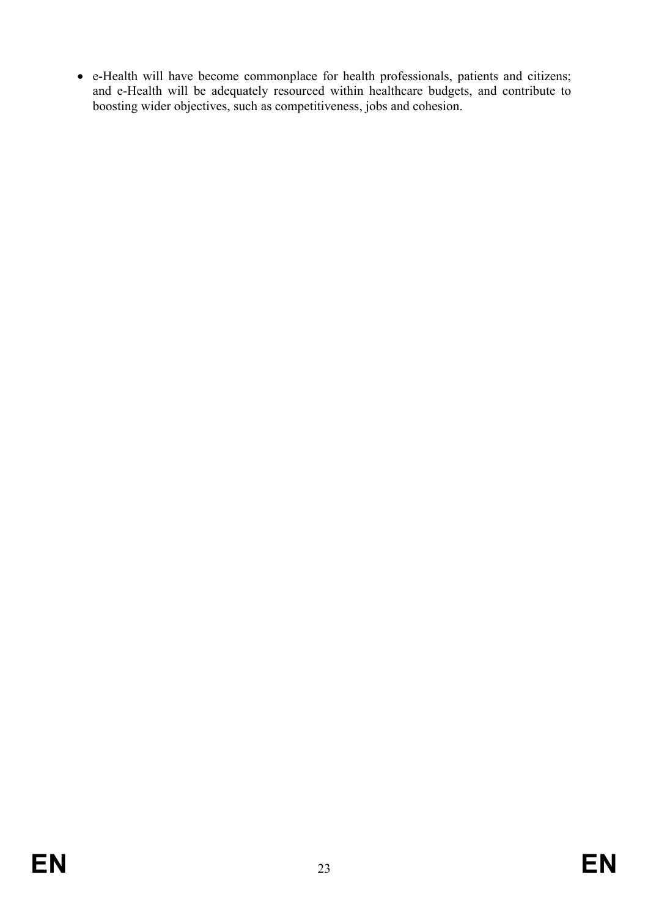- e-Health will have become commonplace for health professionals, patients and citizens; and e-Health will be adequately resourced within healthcare budgets, and contribute to boosting wider objectives, such as competitiveness, jobs and cohesion.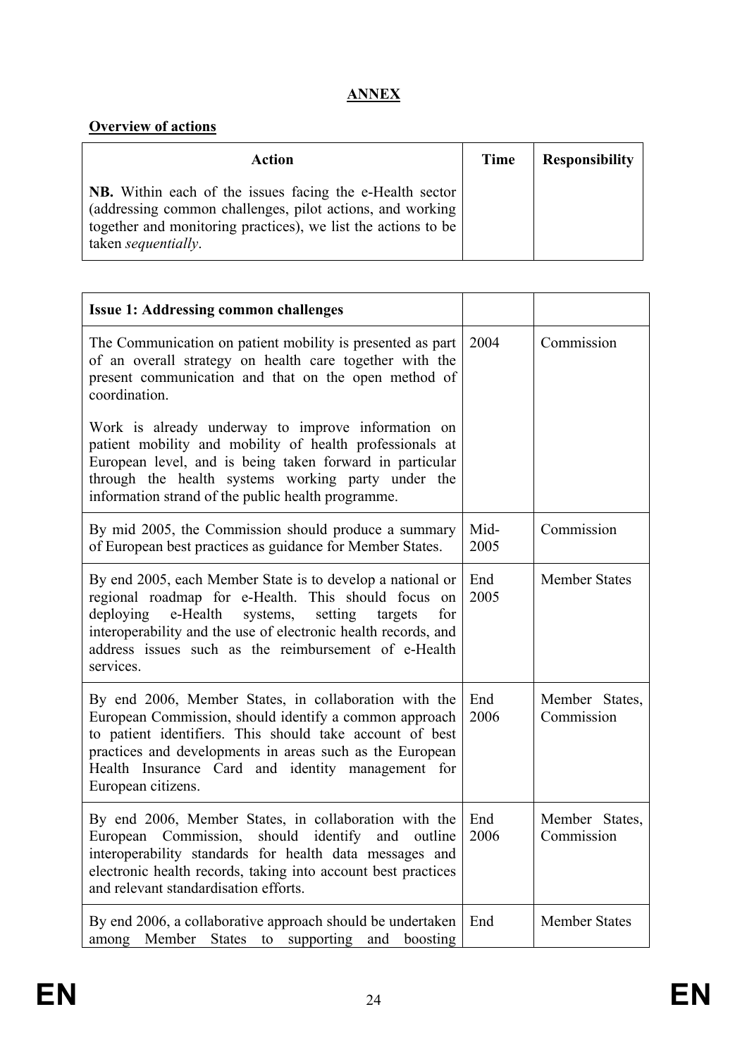## ANNEX

### Overview of actions

| Action | Time | Responsibility |
|---|---|---|
| **NB.** Within each of the issues facing the e-Health sector (addressing common challenges, pilot actions, and working together and monitoring practices), we list the actions to be taken *sequentially*. | | |

| **Issue 1: Addressing common challenges** | | |
|---|---|---|
| The Communication on patient mobility is presented as part of an overall strategy on health care together with the present communication and that on the open method of coordination. <br><br> Work is already underway to improve information on patient mobility and mobility of health professionals at European level, and is being taken forward in particular through the health systems working party under the information strand of the public health programme. | 2004 | Commission |
| By mid 2005, the Commission should produce a summary of European best practices as guidance for Member States. | Mid-2005 | Commission |
| By end 2005, each Member State is to develop a national or regional roadmap for e-Health. This should focus on deploying e-Health systems, setting targets for interoperability and the use of electronic health records, and address issues such as the reimbursement of e-Health services. | End 2005 | Member States |
| By end 2006, Member States, in collaboration with the European Commission, should identify a common approach to patient identifiers. This should take account of best practices and developments in areas such as the European Health Insurance Card and identity management for European citizens. | End 2006 | Member States, Commission |
| By end 2006, Member States, in collaboration with the European Commission, should identify and outline interoperability standards for health data messages and electronic health records, taking into account best practices and relevant standardisation efforts. | End 2006 | Member States, Commission |
| By end 2006, a collaborative approach should be undertaken among Member States to supporting and boosting | End | Member States |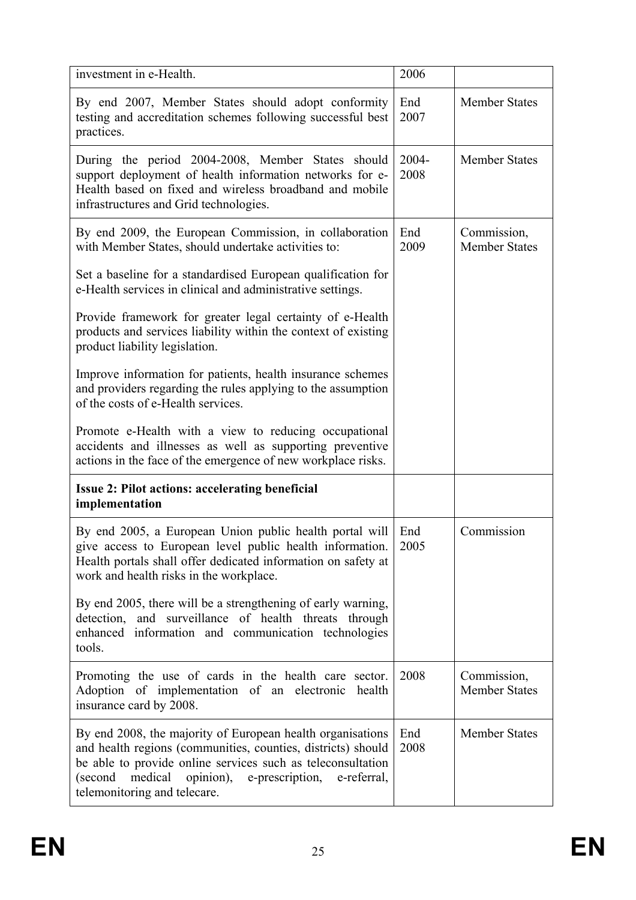| | | |
|---|---|---|
| investment in e-Health. | 2006 | |
| By end 2007, Member States should adopt conformity testing and accreditation schemes following successful best practices. | End 2007 | Member States |
| During the period 2004-2008, Member States should support deployment of health information networks for e-Health based on fixed and wireless broadband and mobile infrastructures and Grid technologies. | 2004-2008 | Member States |
| By end 2009, the European Commission, in collaboration with Member States, should undertake activities to:<br><br>Set a baseline for a standardised European qualification for e-Health services in clinical and administrative settings.<br><br>Provide framework for greater legal certainty of e-Health products and services liability within the context of existing product liability legislation.<br><br>Improve information for patients, health insurance schemes and providers regarding the rules applying to the assumption of the costs of e-Health services.<br><br>Promote e-Health with a view to reducing occupational accidents and illnesses as well as supporting preventive actions in the face of the emergence of new workplace risks. | End 2009 | Commission, Member States |
| **Issue 2: Pilot actions: accelerating beneficial implementation** | | |
| By end 2005, a European Union public health portal will give access to European level public health information. Health portals shall offer dedicated information on safety at work and health risks in the workplace.<br><br>By end 2005, there will be a strengthening of early warning, detection, and surveillance of health threats through enhanced information and communication technologies tools. | End 2005 | Commission |
| Promoting the use of cards in the health care sector. Adoption of implementation of an electronic health insurance card by 2008. | 2008 | Commission, Member States |
| By end 2008, the majority of European health organisations and health regions (communities, counties, districts) should be able to provide online services such as teleconsultation (second medical opinion), e-prescription, e-referral, telemonitoring and telecare. | End 2008 | Member States |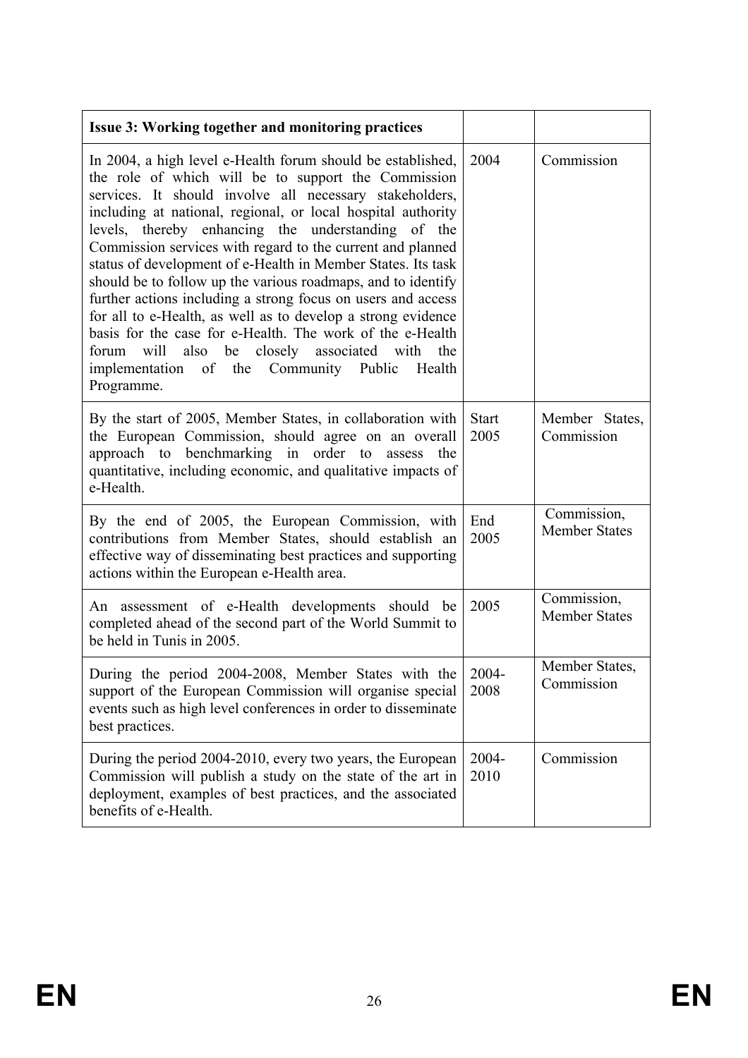| Issue 3: Working together and monitoring practices | | |
|---|---|---|
| In 2004, a high level e-Health forum should be established, the role of which will be to support the Commission services. It should involve all necessary stakeholders, including at national, regional, or local hospital authority levels, thereby enhancing the understanding of the Commission services with regard to the current and planned status of development of e-Health in Member States. Its task should be to follow up the various roadmaps, and to identify further actions including a strong focus on users and access for all to e-Health, as well as to develop a strong evidence basis for the case for e-Health. The work of the e-Health forum will also be closely associated with the implementation of the Community Public Health Programme. | 2004 | Commission |
| By the start of 2005, Member States, in collaboration with the European Commission, should agree on an overall approach to benchmarking in order to assess the quantitative, including economic, and qualitative impacts of e-Health. | Start 2005 | Member States, Commission |
| By the end of 2005, the European Commission, with contributions from Member States, should establish an effective way of disseminating best practices and supporting actions within the European e-Health area. | End 2005 | Commission, Member States |
| An assessment of e-Health developments should be completed ahead of the second part of the World Summit to be held in Tunis in 2005. | 2005 | Commission, Member States |
| During the period 2004-2008, Member States with the support of the European Commission will organise special events such as high level conferences in order to disseminate best practices. | 2004-2008 | Member States, Commission |
| During the period 2004-2010, every two years, the European Commission will publish a study on the state of the art in deployment, examples of best practices, and the associated benefits of e-Health. | 2004-2010 | Commission |